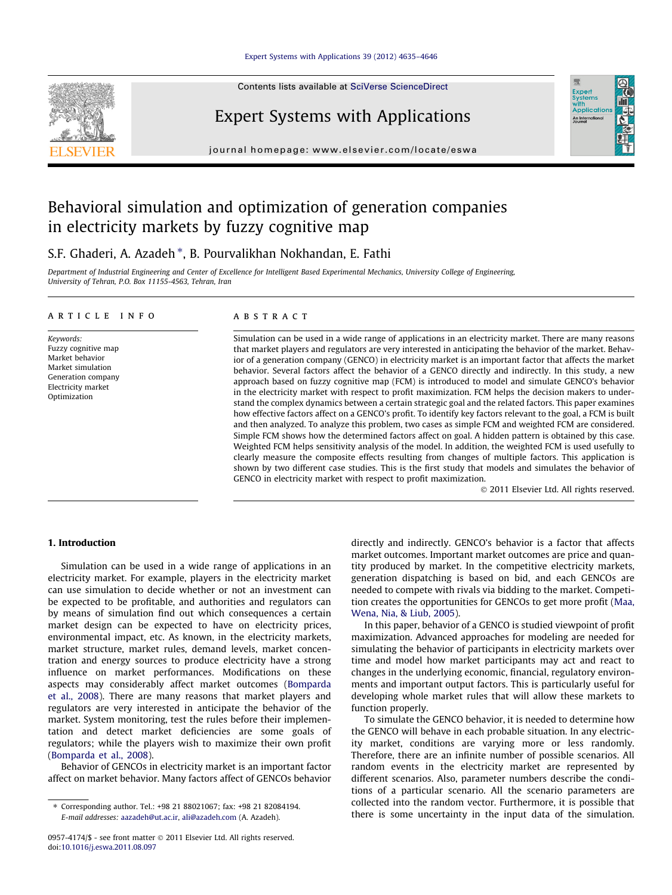# Behavioral simulation and optimization of generation companies in electricity markets by fuzzy cognitive map

S.F. Ghaderi, A. Azadeh *, B. Pourvalikhan Nokhandan, E. Fathi

*Department of Industrial Engineering and Center of Excellence for Intelligent Based Experimental Mechanics, University College of Engineering, University of Tehran, P.O. Box 11155-4563, Tehran, Iran*

## ARTICLE INFO

*Keywords:*
Fuzzy cognitive map
Market behavior
Market simulation
Generation company
Electricity market
Optimization

## ABSTRACT

Simulation can be used in a wide range of applications in an electricity market. There are many reasons that market players and regulators are very interested in anticipating the behavior of the market. Behavior of a generation company (GENCO) in electricity market is an important factor that affects the market behavior. Several factors affect the behavior of a GENCO directly and indirectly. In this study, a new approach based on fuzzy cognitive map (FCM) is introduced to model and simulate GENCO's behavior in the electricity market with respect to profit maximization. FCM helps the decision makers to understand the complex dynamics between a certain strategic goal and the related factors. This paper examines how effective factors affect on a GENCO's profit. To identify key factors relevant to the goal, a FCM is built and then analyzed. To analyze this problem, two cases as simple FCM and weighted FCM are considered. Simple FCM shows how the determined factors affect on goal. A hidden pattern is obtained by this case. Weighted FCM helps sensitivity analysis of the model. In addition, the weighted FCM is used usefully to clearly measure the composite effects resulting from changes of multiple factors. This application is shown by two different case studies. This is the first study that models and simulates the behavior of GENCO in electricity market with respect to profit maximization.

© 2011 Elsevier Ltd. All rights reserved.

## 1. Introduction

Simulation can be used in a wide range of applications in an electricity market. For example, players in the electricity market can use simulation to decide whether or not an investment can be expected to be profitable, and authorities and regulators can by means of simulation find out which consequences a certain market design can be expected to have on electricity prices, environmental impact, etc. As known, in the electricity markets, market structure, market rules, demand levels, market concentration and energy sources to produce electricity have a strong influence on market performances. Modifications on these aspects may considerably affect market outcomes (Bomparda et al., 2008). There are many reasons that market players and regulators are very interested in anticipate the behavior of the market. System monitoring, test the rules before their implementation and detect market deficiencies are some goals of regulators; while the players wish to maximize their own profit (Bomparda et al., 2008).

Behavior of GENCOs in electricity market is an important factor affect on market behavior. Many factors affect of GENCOs behavior directly and indirectly. GENCO's behavior is a factor that affects market outcomes. Important market outcomes are price and quantity produced by market. In the competitive electricity markets, generation dispatching is based on bid, and each GENCOs are needed to compete with rivals via bidding to the market. Competition creates the opportunities for GENCOs to get more profit (Maa, Wena, Nia, & Liub, 2005).

In this paper, behavior of a GENCO is studied viewpoint of profit maximization. Advanced approaches for modeling are needed for simulating the behavior of participants in electricity markets over time and model how market participants may act and react to changes in the underlying economic, financial, regulatory environments and important output factors. This is particularly useful for developing whole market rules that will allow these markets to function properly.

To simulate the GENCO behavior, it is needed to determine how the GENCO will behave in each probable situation. In any electricity market, conditions are varying more or less randomly. Therefore, there are an infinite number of possible scenarios. All random events in the electricity market are represented by different scenarios. Also, parameter numbers describe the conditions of a particular scenario. All the scenario parameters are collected into the random vector. Furthermore, it is possible that there is some uncertainty in the input data of the simulation.

* Corresponding author. Tel.: +98 21 88021067; fax: +98 21 82084194.
E-mail addresses: aazadeh@ut.ac.ir, ali@azadeh.com (A. Azadeh).

0957-4174/$ - see front matter © 2011 Elsevier Ltd. All rights reserved.
doi:10.1016/j.eswa.2011.08.097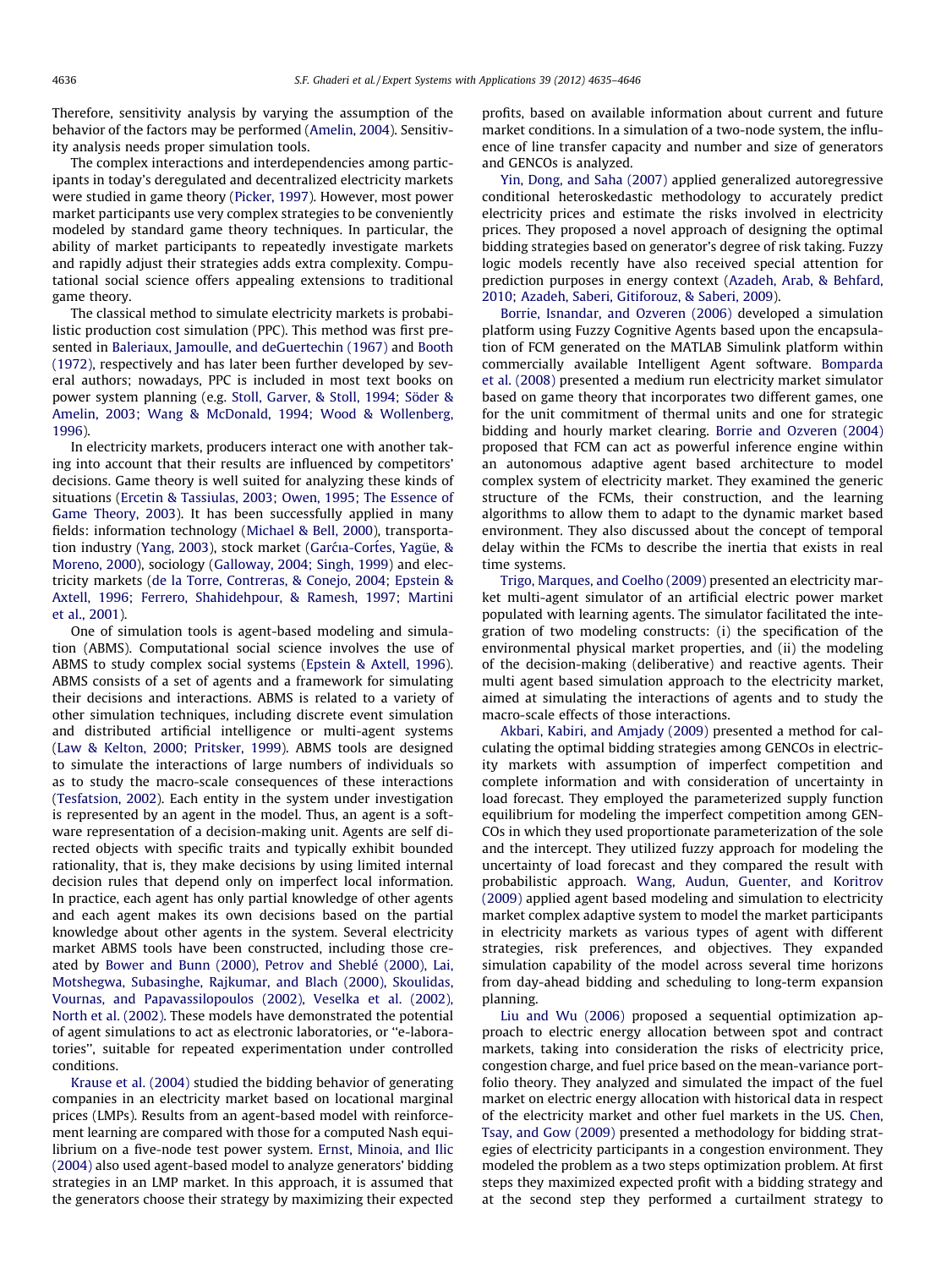Therefore, sensitivity analysis by varying the assumption of the behavior of the factors may be performed (Amelin, 2004). Sensitivity analysis needs proper simulation tools.

The complex interactions and interdependencies among participants in today's deregulated and decentralized electricity markets were studied in game theory (Picker, 1997). However, most power market participants use very complex strategies to be conveniently modeled by standard game theory techniques. In particular, the ability of market participants to repeatedly investigate markets and rapidly adjust their strategies adds extra complexity. Computational social science offers appealing extensions to traditional game theory.

The classical method to simulate electricity markets is probabilistic production cost simulation (PPC). This method was first presented in Baleriaux, Jamoulle, and deGuertechin (1967) and Booth (1972), respectively and has later been further developed by several authors; nowadays, PPC is included in most text books on power system planning (e.g. Stoll, Garver, & Stoll, 1994; Söder & Amelin, 2003; Wang & McDonald, 1994; Wood & Wollenberg, 1996).

In electricity markets, producers interact one with another taking into account that their results are influenced by competitors' decisions. Game theory is well suited for analyzing these kinds of situations (Ercetin & Tassiulas, 2003; Owen, 1995; The Essence of Game Theory, 2003). It has been successfully applied in many fields: information technology (Michael & Bell, 2000), transportation industry (Yang, 2003), stock market (Garćıa-Corťes, Yagüe, & Moreno, 2000), sociology (Galloway, 2004; Singh, 1999) and electricity markets (de la Torre, Contreras, & Conejo, 2004; Epstein & Axtell, 1996; Ferrero, Shahidehpour, & Ramesh, 1997; Martini et al., 2001).

One of simulation tools is agent-based modeling and simulation (ABMS). Computational social science involves the use of ABMS to study complex social systems (Epstein & Axtell, 1996). ABMS consists of a set of agents and a framework for simulating their decisions and interactions. ABMS is related to a variety of other simulation techniques, including discrete event simulation and distributed artificial intelligence or multi-agent systems (Law & Kelton, 2000; Pritsker, 1999). ABMS tools are designed to simulate the interactions of large numbers of individuals so as to study the macro-scale consequences of these interactions (Tesfatsion, 2002). Each entity in the system under investigation is represented by an agent in the model. Thus, an agent is a software representation of a decision-making unit. Agents are self directed objects with specific traits and typically exhibit bounded rationality, that is, they make decisions by using limited internal decision rules that depend only on imperfect local information. In practice, each agent has only partial knowledge of other agents and each agent makes its own decisions based on the partial knowledge about other agents in the system. Several electricity market ABMS tools have been constructed, including those created by Bower and Bunn (2000), Petrov and Sheblé (2000), Lai, Motshegwa, Subasinghe, Rajkumar, and Blach (2000), Skoulidas, Vournas, and Papavassilopoulos (2002), Veselka et al. (2002), North et al. (2002). These models have demonstrated the potential of agent simulations to act as electronic laboratories, or "e-laboratories", suitable for repeated experimentation under controlled conditions.

Krause et al. (2004) studied the bidding behavior of generating companies in an electricity market based on locational marginal prices (LMPs). Results from an agent-based model with reinforcement learning are compared with those for a computed Nash equilibrium on a five-node test power system. Ernst, Minoia, and Ilic (2004) also used agent-based model to analyze generators' bidding strategies in an LMP market. In this approach, it is assumed that the generators choose their strategy by maximizing their expected profits, based on available information about current and future market conditions. In a simulation of a two-node system, the influence of line transfer capacity and number and size of generators and GENCOs is analyzed.

Yin, Dong, and Saha (2007) applied generalized autoregressive conditional heteroskedastic methodology to accurately predict electricity prices and estimate the risks involved in electricity prices. They proposed a novel approach of designing the optimal bidding strategies based on generator's degree of risk taking. Fuzzy logic models recently have also received special attention for prediction purposes in energy context (Azadeh, Arab, & Behfard, 2010; Azadeh, Saberi, Gitiforouz, & Saberi, 2009).

Borrie, Isnandar, and Ozveren (2006) developed a simulation platform using Fuzzy Cognitive Agents based upon the encapsulation of FCM generated on the MATLAB Simulink platform within commercially available Intelligent Agent software. Bomparda et al. (2008) presented a medium run electricity market simulator based on game theory that incorporates two different games, one for the unit commitment of thermal units and one for strategic bidding and hourly market clearing. Borrie and Ozveren (2004) proposed that FCM can act as powerful inference engine within an autonomous adaptive agent based architecture to model complex system of electricity market. They examined the generic structure of the FCMs, their construction, and the learning algorithms to allow them to adapt to the dynamic market based environment. They also discussed about the concept of temporal delay within the FCMs to describe the inertia that exists in real time systems.

Trigo, Marques, and Coelho (2009) presented an electricity market multi-agent simulator of an artificial electric power market populated with learning agents. The simulator facilitated the integration of two modeling constructs: (i) the specification of the environmental physical market properties, and (ii) the modeling of the decision-making (deliberative) and reactive agents. Their multi agent based simulation approach to the electricity market, aimed at simulating the interactions of agents and to study the macro-scale effects of those interactions.

Akbari, Kabiri, and Amjady (2009) presented a method for calculating the optimal bidding strategies among GENCOs in electricity markets with assumption of imperfect competition and complete information and with consideration of uncertainty in load forecast. They employed the parameterized supply function equilibrium for modeling the imperfect competition among GENCOs in which they used proportionate parameterization of the sole and the intercept. They utilized fuzzy approach for modeling the uncertainty of load forecast and they compared the result with probabilistic approach. Wang, Audun, Guenter, and Koritrov (2009) applied agent based modeling and simulation to electricity market complex adaptive system to model the market participants in electricity markets as various types of agent with different strategies, risk preferences, and objectives. They expanded simulation capability of the model across several time horizons from day-ahead bidding and scheduling to long-term expansion planning.

Liu and Wu (2006) proposed a sequential optimization approach to electric energy allocation between spot and contract markets, taking into consideration the risks of electricity price, congestion charge, and fuel price based on the mean-variance portfolio theory. They analyzed and simulated the impact of the fuel market on electric energy allocation with historical data in respect of the electricity market and other fuel markets in the US. Chen, Tsay, and Gow (2009) presented a methodology for bidding strategies of electricity participants in a congestion environment. They modeled the problem as a two steps optimization problem. At first steps they maximized expected profit with a bidding strategy and at the second step they performed a curtailment strategy to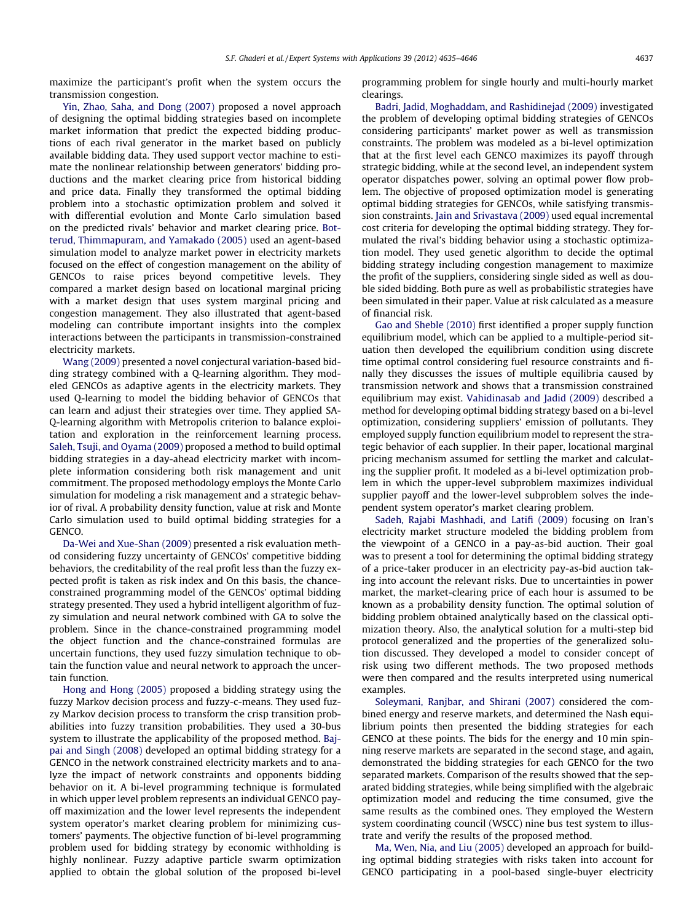maximize the participant's profit when the system occurs the transmission congestion.

Yin, Zhao, Saha, and Dong (2007) proposed a novel approach of designing the optimal bidding strategies based on incomplete market information that predict the expected bidding productions of each rival generator in the market based on publicly available bidding data. They used support vector machine to estimate the nonlinear relationship between generators' bidding productions and the market clearing price from historical bidding and price data. Finally they transformed the optimal bidding problem into a stochastic optimization problem and solved it with differential evolution and Monte Carlo simulation based on the predicted rivals' behavior and market clearing price. Botterud, Thimmapuram, and Yamakado (2005) used an agent-based simulation model to analyze market power in electricity markets focused on the effect of congestion management on the ability of GENCOs to raise prices beyond competitive levels. They compared a market design based on locational marginal pricing with a market design that uses system marginal pricing and congestion management. They also illustrated that agent-based modeling can contribute important insights into the complex interactions between the participants in transmission-constrained electricity markets.

Wang (2009) presented a novel conjectural variation-based bidding strategy combined with a Q-learning algorithm. They modeled GENCOs as adaptive agents in the electricity markets. They used Q-learning to model the bidding behavior of GENCOs that can learn and adjust their strategies over time. They applied SA-Q-learning algorithm with Metropolis criterion to balance exploitation and exploration in the reinforcement learning process. Saleh, Tsuji, and Oyama (2009) proposed a method to build optimal bidding strategies in a day-ahead electricity market with incomplete information considering both risk management and unit commitment. The proposed methodology employs the Monte Carlo simulation for modeling a risk management and a strategic behavior of rival. A probability density function, value at risk and Monte Carlo simulation used to build optimal bidding strategies for a GENCO.

Da-Wei and Xue-Shan (2009) presented a risk evaluation method considering fuzzy uncertainty of GENCOs' competitive bidding behaviors, the creditability of the real profit less than the fuzzy expected profit is taken as risk index and On this basis, the chance-constrained programming model of the GENCOs' optimal bidding strategy presented. They used a hybrid intelligent algorithm of fuzzy simulation and neural network combined with GA to solve the problem. Since in the chance-constrained programming model the object function and the chance-constrained formulas are uncertain functions, they used fuzzy simulation technique to obtain the function value and neural network to approach the uncertain function.

Hong and Hong (2005) proposed a bidding strategy using the fuzzy Markov decision process and fuzzy-c-means. They used fuzzy Markov decision process to transform the crisp transition probabilities into fuzzy transition probabilities. They used a 30-bus system to illustrate the applicability of the proposed method. Bajpai and Singh (2008) developed an optimal bidding strategy for a GENCO in the network constrained electricity markets and to analyze the impact of network constraints and opponents bidding behavior on it. A bi-level programming technique is formulated in which upper level problem represents an individual GENCO payoff maximization and the lower level represents the independent system operator's market clearing problem for minimizing customers' payments. The objective function of bi-level programming problem used for bidding strategy by economic withholding is highly nonlinear. Fuzzy adaptive particle swarm optimization applied to obtain the global solution of the proposed bi-level programming problem for single hourly and multi-hourly market clearings.

Badri, Jadid, Moghaddam, and Rashidinejad (2009) investigated the problem of developing optimal bidding strategies of GENCOs considering participants' market power as well as transmission constraints. The problem was modeled as a bi-level optimization that at the first level each GENCO maximizes its payoff through strategic bidding, while at the second level, an independent system operator dispatches power, solving an optimal power flow problem. The objective of proposed optimization model is generating optimal bidding strategies for GENCOs, while satisfying transmission constraints. Jain and Srivastava (2009) used equal incremental cost criteria for developing the optimal bidding strategy. They formulated the rival's bidding behavior using a stochastic optimization model. They used genetic algorithm to decide the optimal bidding strategy including congestion management to maximize the profit of the suppliers, considering single sided as well as double sided bidding. Both pure as well as probabilistic strategies have been simulated in their paper. Value at risk calculated as a measure of financial risk.

Gao and Sheble (2010) first identified a proper supply function equilibrium model, which can be applied to a multiple-period situation then developed the equilibrium condition using discrete time optimal control considering fuel resource constraints and finally they discusses the issues of multiple equilibria caused by transmission network and shows that a transmission constrained equilibrium may exist. Vahidinasab and Jadid (2009) described a method for developing optimal bidding strategy based on a bi-level optimization, considering suppliers' emission of pollutants. They employed supply function equilibrium model to represent the strategic behavior of each supplier. In their paper, locational marginal pricing mechanism assumed for settling the market and calculating the supplier profit. It modeled as a bi-level optimization problem in which the upper-level subproblem maximizes individual supplier payoff and the lower-level subproblem solves the independent system operator's market clearing problem.

Sadeh, Rajabi Mashhadi, and Latifi (2009) focusing on Iran's electricity market structure modeled the bidding problem from the viewpoint of a GENCO in a pay-as-bid auction. Their goal was to present a tool for determining the optimal bidding strategy of a price-taker producer in an electricity pay-as-bid auction taking into account the relevant risks. Due to uncertainties in power market, the market-clearing price of each hour is assumed to be known as a probability density function. The optimal solution of bidding problem obtained analytically based on the classical optimization theory. Also, the analytical solution for a multi-step bid protocol generalized and the properties of the generalized solution discussed. They developed a model to consider concept of risk using two different methods. The two proposed methods were then compared and the results interpreted using numerical examples.

Soleymani, Ranjbar, and Shirani (2007) considered the combined energy and reserve markets, and determined the Nash equilibrium points then presented the bidding strategies for each GENCO at these points. The bids for the energy and 10 min spinning reserve markets are separated in the second stage, and again, demonstrated the bidding strategies for each GENCO for the two separated markets. Comparison of the results showed that the separated bidding strategies, while being simplified with the algebraic optimization model and reducing the time consumed, give the same results as the combined ones. They employed the Western system coordinating council (WSCC) nine bus test system to illustrate and verify the results of the proposed method.

Ma, Wen, Nia, and Liu (2005) developed an approach for building optimal bidding strategies with risks taken into account for GENCO participating in a pool-based single-buyer electricity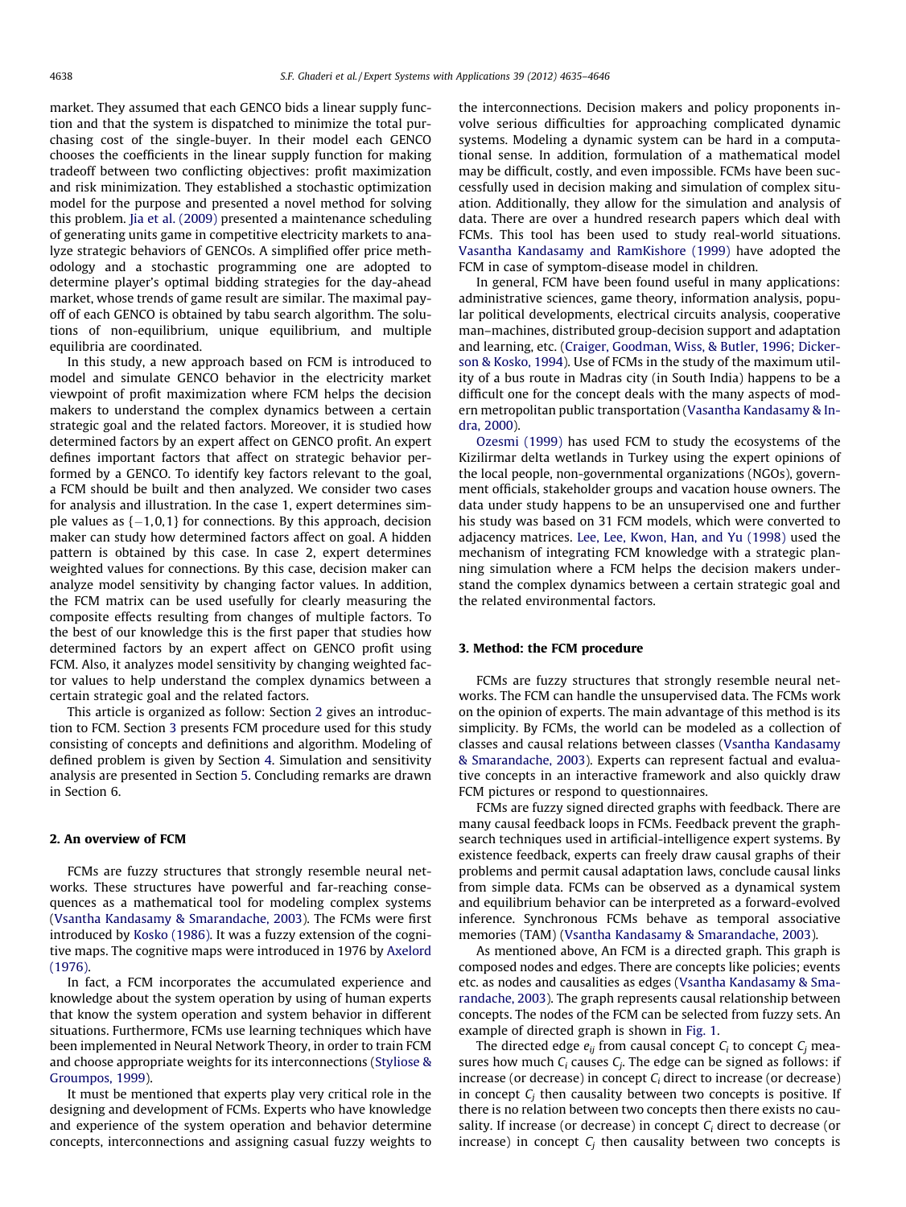market. They assumed that each GENCO bids a linear supply function and that the system is dispatched to minimize the total purchasing cost of the single-buyer. In their model each GENCO chooses the coefficients in the linear supply function for making tradeoff between two conflicting objectives: profit maximization and risk minimization. They established a stochastic optimization model for the purpose and presented a novel method for solving this problem. Jia et al. (2009) presented a maintenance scheduling of generating units game in competitive electricity markets to analyze strategic behaviors of GENCOs. A simplified offer price methodology and a stochastic programming one are adopted to determine player's optimal bidding strategies for the day-ahead market, whose trends of game result are similar. The maximal payoff of each GENCO is obtained by tabu search algorithm. The solutions of non-equilibrium, unique equilibrium, and multiple equilibria are coordinated.

In this study, a new approach based on FCM is introduced to model and simulate GENCO behavior in the electricity market viewpoint of profit maximization where FCM helps the decision makers to understand the complex dynamics between a certain strategic goal and the related factors. Moreover, it is studied how determined factors by an expert affect on GENCO profit. An expert defines important factors that affect on strategic behavior performed by a GENCO. To identify key factors relevant to the goal, a FCM should be built and then analyzed. We consider two cases for analysis and illustration. In the case 1, expert determines simple values as $\{-1,0,1\}$ for connections. By this approach, decision maker can study how determined factors affect on goal. A hidden pattern is obtained by this case. In case 2, expert determines weighted values for connections. By this case, decision maker can analyze model sensitivity by changing factor values. In addition, the FCM matrix can be used usefully for clearly measuring the composite effects resulting from changes of multiple factors. To the best of our knowledge this is the first paper that studies how determined factors by an expert affect on GENCO profit using FCM. Also, it analyzes model sensitivity by changing weighted factor values to help understand the complex dynamics between a certain strategic goal and the related factors.

This article is organized as follow: Section 2 gives an introduction to FCM. Section 3 presents FCM procedure used for this study consisting of concepts and definitions and algorithm. Modeling of defined problem is given by Section 4. Simulation and sensitivity analysis are presented in Section 5. Concluding remarks are drawn in Section 6.

## 2. An overview of FCM

FCMs are fuzzy structures that strongly resemble neural networks. These structures have powerful and far-reaching consequences as a mathematical tool for modeling complex systems (Vsantha Kandasamy & Smarandache, 2003). The FCMs were first introduced by Kosko (1986). It was a fuzzy extension of the cognitive maps. The cognitive maps were introduced in 1976 by Axelord (1976).

In fact, a FCM incorporates the accumulated experience and knowledge about the system operation by using of human experts that know the system operation and system behavior in different situations. Furthermore, FCMs use learning techniques which have been implemented in Neural Network Theory, in order to train FCM and choose appropriate weights for its interconnections (Styliose & Groumpos, 1999).

It must be mentioned that experts play very critical role in the designing and development of FCMs. Experts who have knowledge and experience of the system operation and behavior determine concepts, interconnections and assigning casual fuzzy weights to the interconnections. Decision makers and policy proponents involve serious difficulties for approaching complicated dynamic systems. Modeling a dynamic system can be hard in a computational sense. In addition, formulation of a mathematical model may be difficult, costly, and even impossible. FCMs have been successfully used in decision making and simulation of complex situation. Additionally, they allow for the simulation and analysis of data. There are over a hundred research papers which deal with FCMs. This tool has been used to study real-world situations. Vasantha Kandasamy and RamKishore (1999) have adopted the FCM in case of symptom-disease model in children.

In general, FCM have been found useful in many applications: administrative sciences, game theory, information analysis, popular political developments, electrical circuits analysis, cooperative man–machines, distributed group-decision support and adaptation and learning, etc. (Craiger, Goodman, Wiss, & Butler, 1996; Dickerson & Kosko, 1994). Use of FCMs in the study of the maximum utility of a bus route in Madras city (in South India) happens to be a difficult one for the concept deals with the many aspects of modern metropolitan public transportation (Vasantha Kandasamy & Indra, 2000).

Ozesmi (1999) has used FCM to study the ecosystems of the Kizilirmar delta wetlands in Turkey using the expert opinions of the local people, non-governmental organizations (NGOs), government officials, stakeholder groups and vacation house owners. The data under study happens to be an unsupervised one and further his study was based on 31 FCM models, which were converted to adjacency matrices. Lee, Lee, Kwon, Han, and Yu (1998) used the mechanism of integrating FCM knowledge with a strategic planning simulation where a FCM helps the decision makers understand the complex dynamics between a certain strategic goal and the related environmental factors.

## 3. Method: the FCM procedure

FCMs are fuzzy structures that strongly resemble neural networks. The FCM can handle the unsupervised data. The FCMs work on the opinion of experts. The main advantage of this method is its simplicity. By FCMs, the world can be modeled as a collection of classes and causal relations between classes (Vsantha Kandasamy & Smarandache, 2003). Experts can represent factual and evaluative concepts in an interactive framework and also quickly draw FCM pictures or respond to questionnaires.

FCMs are fuzzy signed directed graphs with feedback. There are many causal feedback loops in FCMs. Feedback prevent the graph-search techniques used in artificial-intelligence expert systems. By existence feedback, experts can freely draw causal graphs of their problems and permit causal adaptation laws, conclude causal links from simple data. FCMs can be observed as a dynamical system and equilibrium behavior can be interpreted as a forward-evolved inference. Synchronous FCMs behave as temporal associative memories (TAM) (Vsantha Kandasamy & Smarandache, 2003).

As mentioned above, An FCM is a directed graph. This graph is composed nodes and edges. There are concepts like policies; events etc. as nodes and causalities as edges (Vsantha Kandasamy & Smarandache, 2003). The graph represents causal relationship between concepts. The nodes of the FCM can be selected from fuzzy sets. An example of directed graph is shown in Fig. 1.

The directed edge $e_{ij}$ from causal concept $C_i$ to concept $C_j$ measures how much $C_i$ causes $C_j$. The edge can be signed as follows: if increase (or decrease) in concept $C_i$ direct to increase (or decrease) in concept $C_j$ then causality between two concepts is positive. If there is no relation between two concepts then there exists no causality. If increase (or decrease) in concept $C_i$ direct to decrease (or increase) in concept $C_j$ then causality between two concepts is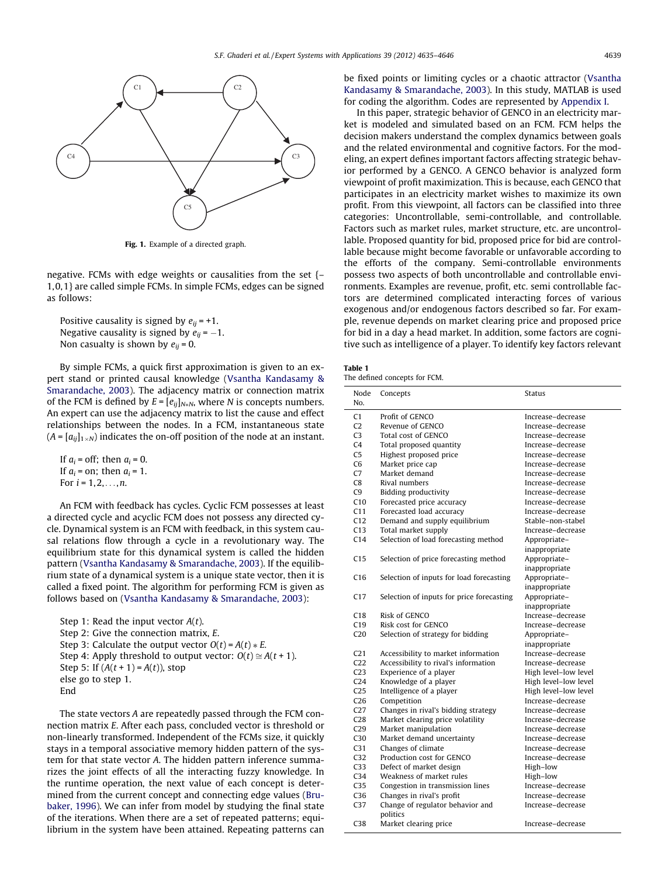Fig. 1. Example of a directed graph.

negative. FCMs with edge weights or causalities from the set {−1, 0, 1} are called simple FCMs. In simple FCMs, edges can be signed as follows:

Positive causality is signed by $e_{ij} = +1$.
Negative causality is signed by $e_{ij} = -1$.
Non casualty is shown by $e_{ij} = 0$.

By simple FCMs, a quick first approximation is given to an expert stand or printed causal knowledge (Vsantha Kandasamy & Smarandache, 2003). The adjacency matrix or connection matrix of the FCM is defined by $E = [e_{ij}]_{N*N}$, where $N$ is concepts numbers. An expert can use the adjacency matrix to list the cause and effect relationships between the nodes. In a FCM, instantaneous state ($A = [a_{ij}]_{1 \times N}$) indicates the on-off position of the node at an instant.

If $a_i$ = off; then $a_i = 0$.
If $a_i$ = on; then $a_i = 1$.
For $i = 1, 2, \ldots, n$.

An FCM with feedback has cycles. Cyclic FCM possesses at least a directed cycle and acyclic FCM does not possess any directed cycle. Dynamical system is an FCM with feedback, in this system causal relations flow through a cycle in a revolutionary way. The equilibrium state for this dynamical system is called the hidden pattern (Vsantha Kandasamy & Smarandache, 2003). If the equilibrium state of a dynamical system is a unique state vector, then it is called a fixed point. The algorithm for performing FCM is given as follows based on (Vsantha Kandasamy & Smarandache, 2003):

Step 1: Read the input vector $A(t)$.
Step 2: Give the connection matrix, $E$.
Step 3: Calculate the output vector $O(t) = A(t) * E$.
Step 4: Apply threshold to output vector: $O(t) \cong A(t+1)$.
Step 5: If $(A(t+1) = A(t))$, stop
else go to step 1.
End

The state vectors $A$ are repeatedly passed through the FCM connection matrix $E$. After each pass, concluded vector is threshold or non-linearly transformed. Independent of the FCMs size, it quickly stays in a temporal associative memory hidden pattern of the system for that state vector $A$. The hidden pattern inference summarizes the joint effects of all the interacting fuzzy knowledge. In the runtime operation, the next value of each concept is determined from the current concept and connecting edge values (Brubaker, 1996). We can infer from model by studying the final state of the iterations. When there are a set of repeated patterns; equilibrium in the system have been attained. Repeating patterns can be fixed points or limiting cycles or a chaotic attractor (Vsantha Kandasamy & Smarandache, 2003). In this study, MATLAB is used for coding the algorithm. Codes are represented by Appendix I.

In this paper, strategic behavior of GENCO in an electricity market is modeled and simulated based on an FCM. FCM helps the decision makers understand the complex dynamics between goals and the related environmental and cognitive factors. For the modeling, an expert defines important factors affecting strategic behavior performed by a GENCO. A GENCO behavior is analyzed form viewpoint of profit maximization. This is because, each GENCO that participates in an electricity market wishes to maximize its own profit. From this viewpoint, all factors can be classified into three categories: Uncontrollable, semi-controllable, and controllable. Factors such as market rules, market structure, etc. are uncontrollable. Proposed quantity for bid, proposed price for bid are controllable because might become favorable or unfavorable according to the efforts of the company. Semi-controllable environments possess two aspects of both uncontrollable and controllable environments. Examples are revenue, profit, etc. semi controllable factors are determined complicated interacting forces of various exogenous and/or endogenous factors described so far. For example, revenue depends on market clearing price and proposed price for bid in a day a head market. In addition, some factors are cognitive such as intelligence of a player. To identify key factors relevant

**Table 1**
The defined concepts for FCM.

| Node No. | Concepts | Status |
|---|---|---|
| C1 | Profit of GENCO | Increase–decrease |
| C2 | Revenue of GENCO | Increase–decrease |
| C3 | Total cost of GENCO | Increase–decrease |
| C4 | Total proposed quantity | Increase–decrease |
| C5 | Highest proposed price | Increase–decrease |
| C6 | Market price cap | Increase–decrease |
| C7 | Market demand | Increase–decrease |
| C8 | Rival numbers | Increase–decrease |
| C9 | Bidding productivity | Increase–decrease |
| C10 | Forecasted price accuracy | Increase–decrease |
| C11 | Forecasted load accuracy | Increase–decrease |
| C12 | Demand and supply equilibrium | Stable–non-stabel |
| C13 | Total market supply | Increase–decrease |
| C14 | Selection of load forecasting method | Appropriate–inappropriate |
| C15 | Selection of price forecasting method | Appropriate–inappropriate |
| C16 | Selection of inputs for load forecasting | Appropriate–inappropriate |
| C17 | Selection of inputs for price forecasting | Appropriate–inappropriate |
| C18 | Risk of GENCO | Increase–decrease |
| C19 | Risk cost for GENCO | Increase–decrease |
| C20 | Selection of strategy for bidding | Appropriate–inappropriate |
| C21 | Accessibility to market information | Increase–decrease |
| C22 | Accessibility to rival's information | Increase–decrease |
| C23 | Experience of a player | High level–low level |
| C24 | Knowledge of a player | High level–low level |
| C25 | Intelligence of a player | High level–low level |
| C26 | Competition | Increase–decrease |
| C27 | Changes in rival's bidding strategy | Increase–decrease |
| C28 | Market clearing price volatility | Increase–decrease |
| C29 | Market manipulation | Increase–decrease |
| C30 | Market demand uncertainty | Increase–decrease |
| C31 | Changes of climate | Increase–decrease |
| C32 | Production cost for GENCO | Increase–decrease |
| C33 | Defect of market design | High–low |
| C34 | Weakness of market rules | High–low |
| C35 | Congestion in transmission lines | Increase–decrease |
| C36 | Changes in rival's profit | Increase–decrease |
| C37 | Change of regulator behavior and politics | Increase–decrease |
| C38 | Market clearing price | Increase–decrease |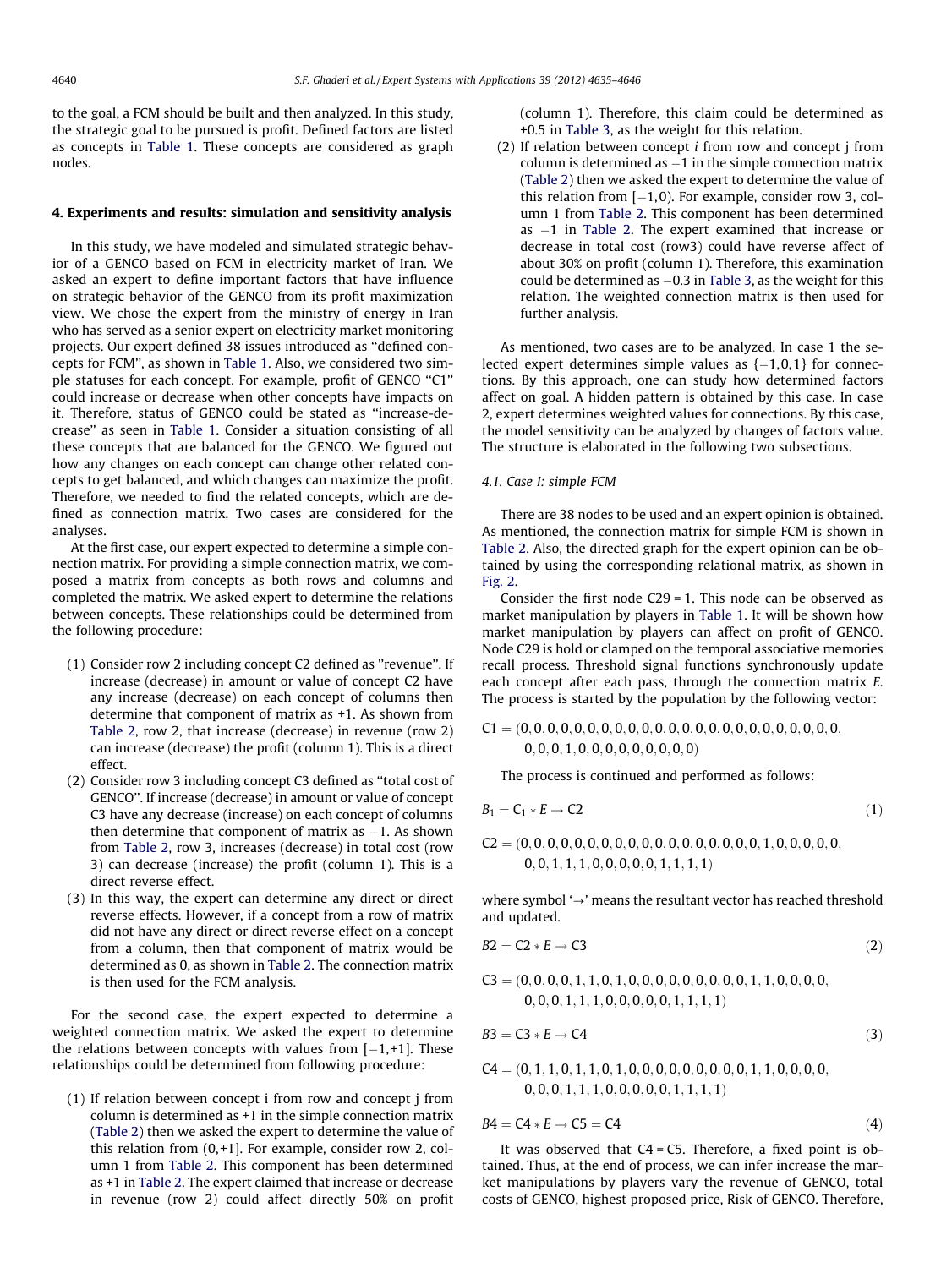to the goal, a FCM should be built and then analyzed. In this study, the strategic goal to be pursued is profit. Defined factors are listed as concepts in Table 1. These concepts are considered as graph nodes.

## 4. Experiments and results: simulation and sensitivity analysis

In this study, we have modeled and simulated strategic behavior of a GENCO based on FCM in electricity market of Iran. We asked an expert to define important factors that have influence on strategic behavior of the GENCO from its profit maximization view. We chose the expert from the ministry of energy in Iran who has served as a senior expert on electricity market monitoring projects. Our expert defined 38 issues introduced as ''defined concepts for FCM'', as shown in Table 1. Also, we considered two simple statuses for each concept. For example, profit of GENCO ''C1'' could increase or decrease when other concepts have impacts on it. Therefore, status of GENCO could be stated as ''increase-decrease'' as seen in Table 1. Consider a situation consisting of all these concepts that are balanced for the GENCO. We figured out how any changes on each concept can change other related concepts to get balanced, and which changes can maximize the profit. Therefore, we needed to find the related concepts, which are defined as connection matrix. Two cases are considered for the analyses.

At the first case, our expert expected to determine a simple connection matrix. For providing a simple connection matrix, we composed a matrix from concepts as both rows and columns and completed the matrix. We asked expert to determine the relations between concepts. These relationships could be determined from the following procedure:

(1) Consider row 2 including concept C2 defined as ''revenue''. If increase (decrease) in amount or value of concept C2 have any increase (decrease) on each concept of columns then determine that component of matrix as +1. As shown from Table 2, row 2, that increase (decrease) in revenue (row 2) can increase (decrease) the profit (column 1). This is a direct effect.
(2) Consider row 3 including concept C3 defined as ''total cost of GENCO''. If increase (decrease) in amount or value of concept C3 have any decrease (increase) on each concept of columns then determine that component of matrix as −1. As shown from Table 2, row 3, increases (decrease) in total cost (row 3) can decrease (increase) the profit (column 1). This is a direct reverse effect.
(3) In this way, the expert can determine any direct or direct reverse effects. However, if a concept from a row of matrix did not have any direct or direct reverse effect on a concept from a column, then that component of matrix would be determined as 0, as shown in Table 2. The connection matrix is then used for the FCM analysis.

For the second case, the expert expected to determine a weighted connection matrix. We asked the expert to determine the relations between concepts with values from $[-1,+1]$. These relationships could be determined from following procedure:

(1) If relation between concept i from row and concept j from column is determined as +1 in the simple connection matrix (Table 2) then we asked the expert to determine the value of this relation from $(0,+1]$. For example, consider row 2, column 1 from Table 2. This component has been determined as +1 in Table 2. The expert claimed that increase or decrease in revenue (row 2) could affect directly 50% on profit (column 1). Therefore, this claim could be determined as +0.5 in Table 3, as the weight for this relation.
(2) If relation between concept $i$ from row and concept j from column is determined as −1 in the simple connection matrix (Table 2) then we asked the expert to determine the value of this relation from $[-1,0)$. For example, consider row 3, column 1 from Table 2. This component has been determined as −1 in Table 2. The expert examined that increase or decrease in total cost (row3) could have reverse affect of about 30% on profit (column 1). Therefore, this examination could be determined as −0.3 in Table 3, as the weight for this relation. The weighted connection matrix is then used for further analysis.

As mentioned, two cases are to be analyzed. In case 1 the selected expert determines simple values as $\{-1,0,1\}$ for connections. By this approach, one can study how determined factors affect on goal. A hidden pattern is obtained by this case. In case 2, expert determines weighted values for connections. By this case, the model sensitivity can be analyzed by changes of factors value. The structure is elaborated in the following two subsections.

### 4.1. Case I: simple FCM

There are 38 nodes to be used and an expert opinion is obtained. As mentioned, the connection matrix for simple FCM is shown in Table 2. Also, the directed graph for the expert opinion can be obtained by using the corresponding relational matrix, as shown in Fig. 2.

Consider the first node C29 = 1. This node can be observed as market manipulation by players in Table 1. It will be shown how market manipulation by players can affect on profit of GENCO. Node C29 is hold or clamped on the temporal associative memories recall process. Threshold signal functions synchronously update each concept after each pass, through the connection matrix $E$. The process is started by the population by the following vector:

$$C1 = (0,0,0,0,0,0,0,0,0,0,0,0,0,0,0,0,0,0,0,0,0,0,0,0,0,0,0,0,1,0,0,0,0,0,0,0,0,0)$$

The process is continued and performed as follows:

$$B_1 = C_1 * E \rightarrow C2 \tag{1}$$

$$C2 = (0,0,0,0,0,0,0,0,0,0,0,0,0,0,0,0,0,0,0,1,0,0,0,0,0,0,0,1,1,1,0,0,0,0,0,1,1,1,1)$$

where symbol '→' means the resultant vector has reached threshold and updated.

$$B2 = C2 * E \rightarrow C3 \tag{2}$$

$$C3 = (0,0,0,0,1,1,0,1,0,0,0,0,0,0,0,0,1,1,0,0,0,0,0,0,0,1,1,1,0,0,0,0,0,1,1,1,1)$$

$$B3 = C3 * E \rightarrow C4 \tag{3}$$

$$C4 = (0,1,1,0,1,1,0,1,0,0,0,0,0,0,0,0,1,1,0,0,0,0,0,0,0,1,1,1,0,0,0,0,0,1,1,1,1)$$

$$B4 = C4 * E \rightarrow C5 = C4 \tag{4}$$

It was observed that C4 = C5. Therefore, a fixed point is obtained. Thus, at the end of process, we can infer increase the market manipulations by players vary the revenue of GENCO, total costs of GENCO, highest proposed price, Risk of GENCO. Therefore,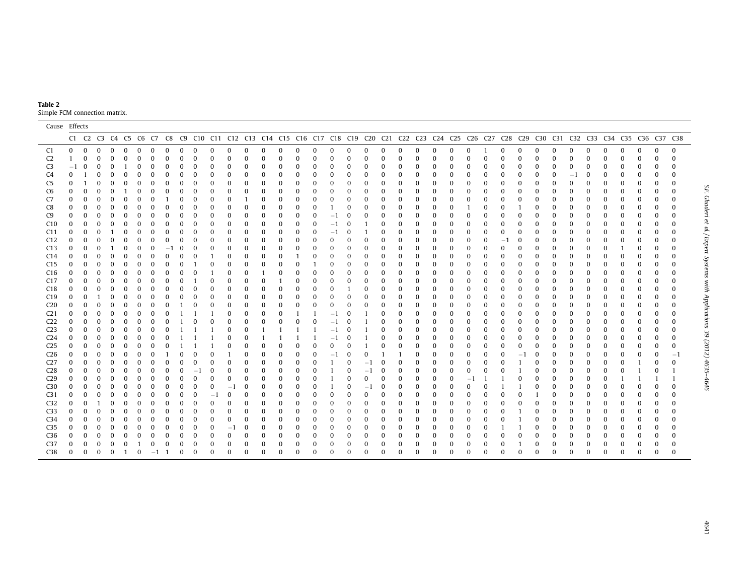**Table 2**
Simple FCM connection matrix.

| Cause | Effects | | | | | | | | | | | | | | | | | | | | | | | | | | | | | | | | | | | | | |
|---|---|---|---|---|---|---|---|---|---|---|---|---|---|---|---|---|---|---|---|---|---|---|---|---|---|---|---|---|---|---|---|---|---|---|---|---|---|---|
| | C1 | C2 | C3 | C4 | C5 | C6 | C7 | C8 | C9 | C10 | C11 | C12 | C13 | C14 | C15 | C16 | C17 | C18 | C19 | C20 | C21 | C22 | C23 | C24 | C25 | C26 | C27 | C28 | C29 | C30 | C31 | C32 | C33 | C34 | C35 | C36 | C37 | C38 |
| C1 | 0 | 0 | 0 | 0 | 0 | 0 | 0 | 0 | 0 | 0 | 0 | 0 | 0 | 0 | 0 | 0 | 0 | 0 | 0 | 0 | 0 | 0 | 0 | 0 | 0 | 0 | 1 | 0 | 0 | 0 | 0 | 0 | 0 | 0 | 0 | 0 | 0 | 0 |
| C2 | 1 | 0 | 0 | 0 | 0 | 0 | 0 | 0 | 0 | 0 | 0 | 0 | 0 | 0 | 0 | 0 | 0 | 0 | 0 | 0 | 0 | 0 | 0 | 0 | 0 | 0 | 0 | 0 | 0 | 0 | 0 | 0 | 0 | 0 | 0 | 0 | 0 | 0 |
| C3 | −1 | 0 | 0 | 0 | 1 | 0 | 0 | 0 | 0 | 0 | 0 | 0 | 0 | 0 | 0 | 0 | 0 | 0 | 0 | 0 | 0 | 0 | 0 | 0 | 0 | 0 | 0 | 0 | 0 | 0 | 0 | 0 | 0 | 0 | 0 | 0 | 0 | 0 |
| C4 | 0 | 1 | 0 | 0 | 0 | 0 | 0 | 0 | 0 | 0 | 0 | 0 | 0 | 0 | 0 | 0 | 0 | 0 | 0 | 0 | 0 | 0 | 0 | 0 | 0 | 0 | 0 | 0 | 0 | 0 | 0 | −1 | 0 | 0 | 0 | 0 | 0 | 0 |
| C5 | 0 | 1 | 0 | 0 | 0 | 0 | 0 | 0 | 0 | 0 | 0 | 0 | 0 | 0 | 0 | 0 | 0 | 0 | 0 | 0 | 0 | 0 | 0 | 0 | 0 | 0 | 0 | 0 | 0 | 0 | 0 | 0 | 0 | 0 | 0 | 0 | 0 | 0 |
| C6 | 0 | 0 | 0 | 0 | 1 | 0 | 0 | 0 | 0 | 0 | 0 | 0 | 0 | 0 | 0 | 0 | 0 | 0 | 0 | 0 | 0 | 0 | 0 | 0 | 0 | 0 | 0 | 0 | 0 | 0 | 0 | 0 | 0 | 0 | 0 | 0 | 0 | 0 |
| C7 | 0 | 0 | 0 | 0 | 0 | 0 | 0 | 1 | 0 | 0 | 0 | 0 | 1 | 0 | 0 | 0 | 0 | 0 | 0 | 0 | 0 | 0 | 0 | 0 | 0 | 0 | 0 | 0 | 0 | 0 | 0 | 0 | 0 | 0 | 0 | 0 | 0 | 0 |
| C8 | 0 | 0 | 0 | 0 | 0 | 0 | 0 | 0 | 0 | 0 | 0 | 0 | 0 | 0 | 0 | 0 | 0 | 1 | 0 | 0 | 0 | 0 | 0 | 0 | 0 | 1 | 0 | 0 | 1 | 0 | 0 | 0 | 0 | 0 | 0 | 0 | 0 | 0 |
| C9 | 0 | 0 | 0 | 0 | 0 | 0 | 0 | 0 | 0 | 0 | 0 | 0 | 0 | 0 | 0 | 0 | 0 | −1 | 0 | 0 | 0 | 0 | 0 | 0 | 0 | 0 | 0 | 0 | 0 | 0 | 0 | 0 | 0 | 0 | 0 | 0 | 0 | 0 |
| C10 | 0 | 0 | 0 | 0 | 0 | 0 | 0 | 0 | 0 | 0 | 0 | 0 | 0 | 0 | 0 | 0 | 0 | −1 | 0 | 1 | 0 | 0 | 0 | 0 | 0 | 0 | 0 | 0 | 0 | 0 | 0 | 0 | 0 | 0 | 0 | 0 | 0 | 0 |
| C11 | 0 | 0 | 0 | 1 | 0 | 0 | 0 | 0 | 0 | 0 | 0 | 0 | 0 | 0 | 0 | 0 | 0 | −1 | 0 | 1 | 0 | 0 | 0 | 0 | 0 | 0 | 0 | 0 | 0 | 0 | 0 | 0 | 0 | 0 | 0 | 0 | 0 | 0 |
| C12 | 0 | 0 | 0 | 0 | 0 | 0 | 0 | 0 | 0 | 0 | 0 | 0 | 0 | 0 | 0 | 0 | 0 | 0 | 0 | 0 | 0 | 0 | 0 | 0 | 0 | 0 | 0 | −1 | 0 | 0 | 0 | 0 | 0 | 0 | 0 | 0 | 0 | 0 |
| C13 | 0 | 0 | 0 | 1 | 0 | 0 | 0 | −1 | 0 | 0 | 0 | 0 | 0 | 0 | 0 | 0 | 0 | 0 | 0 | 0 | 0 | 0 | 0 | 0 | 0 | 0 | 0 | 0 | 0 | 0 | 0 | 0 | 0 | 0 | 1 | 0 | 0 | 0 |
| C14 | 0 | 0 | 0 | 0 | 0 | 0 | 0 | 0 | 0 | 0 | 1 | 0 | 0 | 0 | 0 | 1 | 0 | 0 | 0 | 0 | 0 | 0 | 0 | 0 | 0 | 0 | 0 | 0 | 0 | 0 | 0 | 0 | 0 | 0 | 0 | 0 | 0 | 0 |
| C15 | 0 | 0 | 0 | 0 | 0 | 0 | 0 | 0 | 0 | 1 | 0 | 0 | 0 | 0 | 0 | 0 | 1 | 0 | 0 | 0 | 0 | 0 | 0 | 0 | 0 | 0 | 0 | 0 | 0 | 0 | 0 | 0 | 0 | 0 | 0 | 0 | 0 | 0 |
| C16 | 0 | 0 | 0 | 0 | 0 | 0 | 0 | 0 | 0 | 0 | 1 | 0 | 0 | 1 | 0 | 0 | 0 | 0 | 0 | 0 | 0 | 0 | 0 | 0 | 0 | 0 | 0 | 0 | 0 | 0 | 0 | 0 | 0 | 0 | 0 | 0 | 0 | 0 |
| C17 | 0 | 0 | 0 | 0 | 0 | 0 | 0 | 0 | 0 | 1 | 0 | 0 | 0 | 0 | 1 | 0 | 0 | 0 | 0 | 0 | 0 | 0 | 0 | 0 | 0 | 0 | 0 | 0 | 0 | 0 | 0 | 0 | 0 | 0 | 0 | 0 | 0 | 0 |
| C18 | 0 | 0 | 0 | 0 | 0 | 0 | 0 | 0 | 0 | 0 | 0 | 0 | 0 | 0 | 0 | 0 | 0 | 0 | 1 | 0 | 0 | 0 | 0 | 0 | 0 | 0 | 0 | 0 | 0 | 0 | 0 | 0 | 0 | 0 | 0 | 0 | 0 | 0 |
| C19 | 0 | 0 | 1 | 0 | 0 | 0 | 0 | 0 | 0 | 0 | 0 | 0 | 0 | 0 | 0 | 0 | 0 | 0 | 0 | 0 | 0 | 0 | 0 | 0 | 0 | 0 | 0 | 0 | 0 | 0 | 0 | 0 | 0 | 0 | 0 | 0 | 0 | 0 |
| C20 | 0 | 0 | 0 | 0 | 0 | 0 | 0 | 0 | 1 | 0 | 0 | 0 | 0 | 0 | 0 | 0 | 0 | 0 | 0 | 0 | 0 | 0 | 0 | 0 | 0 | 0 | 0 | 0 | 0 | 0 | 0 | 0 | 0 | 0 | 0 | 0 | 0 | 0 |
| C21 | 0 | 0 | 0 | 0 | 0 | 0 | 0 | 0 | 1 | 1 | 1 | 0 | 0 | 0 | 0 | 1 | 1 | −1 | 0 | 1 | 0 | 0 | 0 | 0 | 0 | 0 | 0 | 0 | 0 | 0 | 0 | 0 | 0 | 0 | 0 | 0 | 0 | 0 |
| C22 | 0 | 0 | 0 | 0 | 0 | 0 | 0 | 0 | 1 | 0 | 0 | 0 | 0 | 0 | 0 | 0 | 0 | −1 | 0 | 1 | 0 | 0 | 0 | 0 | 0 | 0 | 0 | 0 | 0 | 0 | 0 | 0 | 0 | 0 | 0 | 0 | 0 | 0 |
| C23 | 0 | 0 | 0 | 0 | 0 | 0 | 0 | 0 | 1 | 1 | 1 | 0 | 0 | 1 | 1 | 1 | 1 | −1 | 0 | 1 | 0 | 0 | 0 | 0 | 0 | 0 | 0 | 0 | 0 | 0 | 0 | 0 | 0 | 0 | 0 | 0 | 0 | 0 |
| C24 | 0 | 0 | 0 | 0 | 0 | 0 | 0 | 0 | 1 | 1 | 1 | 0 | 0 | 1 | 1 | 1 | 1 | −1 | 0 | 1 | 0 | 0 | 0 | 0 | 0 | 0 | 0 | 0 | 0 | 0 | 0 | 0 | 0 | 0 | 0 | 0 | 0 | 0 |
| C25 | 0 | 0 | 0 | 0 | 0 | 0 | 0 | 0 | 1 | 1 | 1 | 0 | 0 | 0 | 0 | 0 | 0 | 0 | 0 | 1 | 0 | 0 | 0 | 0 | 0 | 0 | 0 | 0 | 0 | 0 | 0 | 0 | 0 | 0 | 0 | 0 | 0 | 0 |
| C26 | 0 | 0 | 0 | 0 | 0 | 0 | 0 | 1 | 0 | 0 | 0 | 1 | 0 | 0 | 0 | 0 | 0 | −1 | 0 | 0 | 1 | 1 | 0 | 0 | 0 | 0 | 0 | 0 | −1 | 0 | 0 | 0 | 0 | 0 | 0 | 0 | 0 | −1 |
| C27 | 0 | 0 | 0 | 0 | 0 | 0 | 0 | 0 | 0 | 0 | 0 | 0 | 0 | 0 | 0 | 0 | 0 | 1 | 0 | −1 | 0 | 0 | 0 | 0 | 0 | 0 | 0 | 0 | 1 | 0 | 0 | 0 | 0 | 0 | 0 | 1 | 0 | 0 |
| C28 | 0 | 0 | 0 | 0 | 0 | 0 | 0 | 0 | 0 | −1 | 0 | 0 | 0 | 0 | 0 | 0 | 0 | 1 | 0 | −1 | 0 | 0 | 0 | 0 | 0 | 0 | 0 | 0 | 1 | 0 | 0 | 0 | 0 | 0 | 0 | 1 | 0 | 1 |
| C29 | 0 | 0 | 0 | 0 | 0 | 0 | 0 | 0 | 0 | 0 | 0 | 0 | 0 | 0 | 0 | 0 | 0 | 1 | 0 | 0 | 0 | 0 | 0 | 0 | 0 | −1 | 1 | 1 | 0 | 0 | 0 | 0 | 0 | 0 | 1 | 1 | 1 | 1 |
| C30 | 0 | 0 | 0 | 0 | 0 | 0 | 0 | 0 | 0 | 0 | 0 | −1 | 0 | 0 | 0 | 0 | 0 | 1 | 0 | −1 | 0 | 0 | 0 | 0 | 0 | 0 | 0 | 1 | 1 | 0 | 0 | 0 | 0 | 0 | 0 | 0 | 0 | 0 |
| C31 | 0 | 0 | 0 | 0 | 0 | 0 | 0 | 0 | 0 | 0 | −1 | 0 | 0 | 0 | 0 | 0 | 0 | 0 | 0 | 0 | 0 | 0 | 0 | 0 | 0 | 0 | 0 | 0 | 0 | 1 | 0 | 0 | 0 | 0 | 0 | 0 | 0 | 0 |
| C32 | 0 | 0 | 1 | 0 | 0 | 0 | 0 | 0 | 0 | 0 | 0 | 0 | 0 | 0 | 0 | 0 | 0 | 0 | 0 | 0 | 0 | 0 | 0 | 0 | 0 | 0 | 0 | 0 | 0 | 0 | 0 | 0 | 0 | 0 | 0 | 0 | 0 | 0 |
| C33 | 0 | 0 | 0 | 0 | 0 | 0 | 0 | 0 | 0 | 0 | 0 | 0 | 0 | 0 | 0 | 0 | 0 | 0 | 0 | 0 | 0 | 0 | 0 | 0 | 0 | 0 | 0 | 0 | 1 | 0 | 0 | 0 | 0 | 0 | 0 | 0 | 0 | 0 |
| C34 | 0 | 0 | 0 | 0 | 0 | 0 | 0 | 0 | 0 | 0 | 0 | 0 | 0 | 0 | 0 | 0 | 0 | 0 | 0 | 0 | 0 | 0 | 0 | 0 | 0 | 0 | 0 | 0 | 1 | 0 | 0 | 0 | 0 | 0 | 0 | 0 | 0 | 0 |
| C35 | 0 | 0 | 0 | 0 | 0 | 0 | 0 | 0 | 0 | 0 | 0 | −1 | 0 | 0 | 0 | 0 | 0 | 0 | 0 | 0 | 0 | 0 | 0 | 0 | 0 | 0 | 0 | 1 | 1 | 0 | 0 | 0 | 0 | 0 | 0 | 0 | 0 | 0 |
| C36 | 0 | 0 | 0 | 0 | 0 | 0 | 0 | 0 | 0 | 0 | 0 | 0 | 0 | 0 | 0 | 0 | 0 | 0 | 0 | 0 | 0 | 0 | 0 | 0 | 0 | 0 | 0 | 0 | 0 | 0 | 0 | 0 | 0 | 0 | 0 | 0 | 0 | 0 |
| C37 | 0 | 0 | 0 | 0 | 0 | 0 | 0 | 0 | 0 | 0 | 0 | 0 | 0 | 0 | 0 | 0 | 0 | 0 | 0 | 0 | 0 | 0 | 0 | 0 | 0 | 0 | 0 | 0 | 1 | 0 | 0 | 0 | 0 | 0 | 0 | 0 | 0 | 0 |
| C38 | 0 | 0 | 0 | 0 | 1 | 0 | −1 | 1 | 0 | 0 | 0 | 0 | 0 | 0 | 0 | 0 | 0 | 0 | 0 | 0 | 0 | 0 | 0 | 0 | 0 | 0 | 0 | 0 | 0 | 0 | 0 | 0 | 0 | 0 | 0 | 0 | 0 | 0 |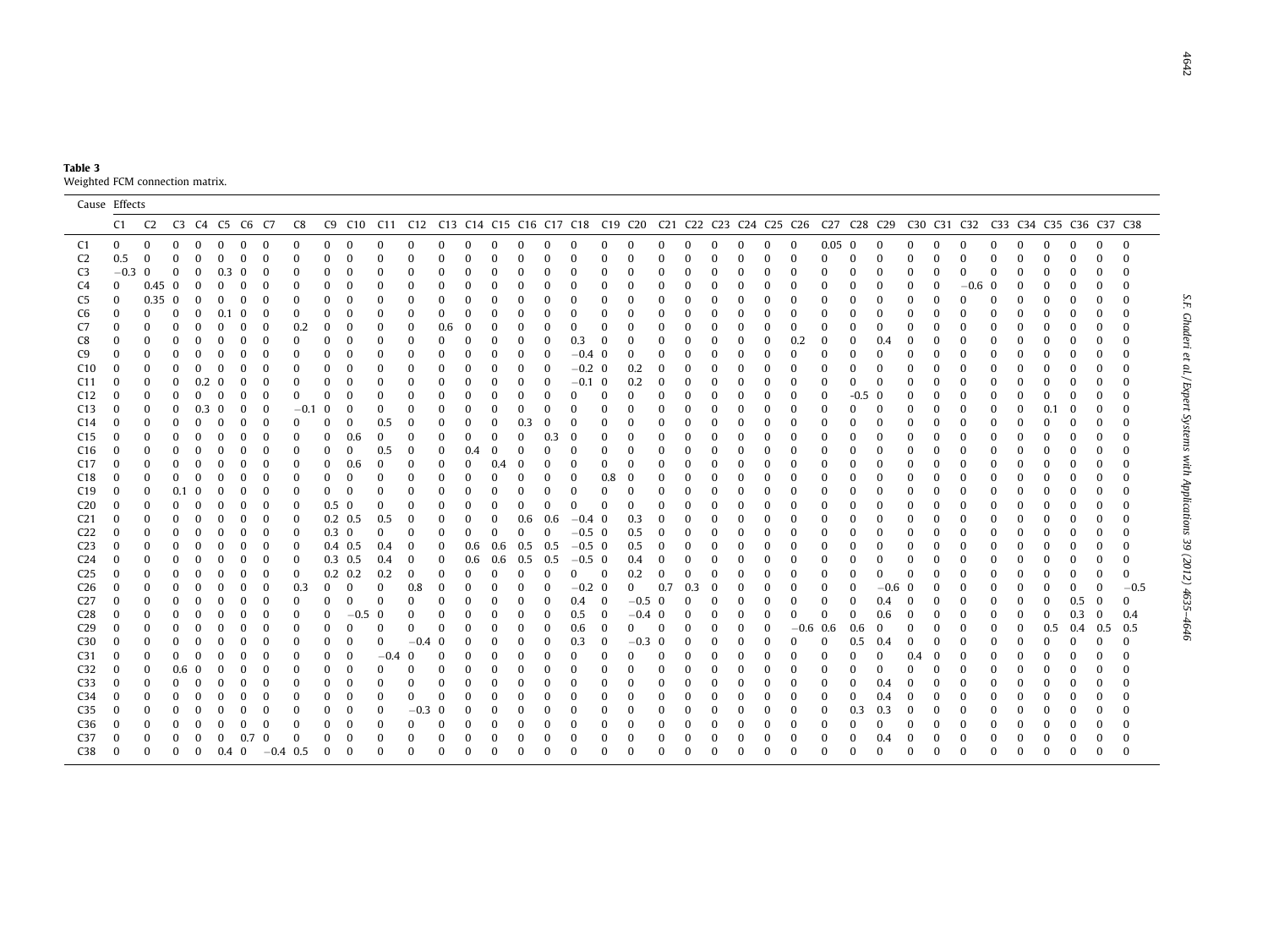**Table 3**
Weighted FCM connection matrix.

| Cause | Effects | | | | | | | | | | | | | | | | | | | | | | | | | | | | | | | | | | | | | |
|---|---|---|---|---|---|---|---|---|---|---|---|---|---|---|---|---|---|---|---|---|---|---|---|---|---|---|---|---|---|---|---|---|---|---|---|---|---|---|
| | C1 | C2 | C3 | C4 | C5 | C6 | C7 | C8 | C9 | C10 | C11 | C12 | C13 | C14 | C15 | C16 | C17 | C18 | C19 | C20 | C21 | C22 | C23 | C24 | C25 | C26 | C27 | C28 | C29 | C30 | C31 | C32 | C33 | C34 | C35 | C36 | C37 | C38 |
| C1 | 0 | 0 | 0 | 0 | 0 | 0 | 0 | 0 | 0 | 0 | 0 | 0 | 0 | 0 | 0 | 0 | 0 | 0 | 0 | 0 | 0 | 0 | 0 | 0 | 0 | 0 | 0.05 | 0 | 0 | 0 | 0 | 0 | 0 | 0 | 0 | 0 | 0 | 0 |
| C2 | 0.5 | 0 | 0 | 0 | 0 | 0 | 0 | 0 | 0 | 0 | 0 | 0 | 0 | 0 | 0 | 0 | 0 | 0 | 0 | 0 | 0 | 0 | 0 | 0 | 0 | 0 | 0 | 0 | 0 | 0 | 0 | 0 | 0 | 0 | 0 | 0 | 0 | 0 |
| C3 | −0.3 | 0 | 0 | 0 | 0.3 | 0 | 0 | 0 | 0 | 0 | 0 | 0 | 0 | 0 | 0 | 0 | 0 | 0 | 0 | 0 | 0 | 0 | 0 | 0 | 0 | 0 | 0 | 0 | 0 | 0 | 0 | 0 | 0 | 0 | 0 | 0 | 0 | 0 |
| C4 | 0 | 0.45 | 0 | 0 | 0 | 0 | 0 | 0 | 0 | 0 | 0 | 0 | 0 | 0 | 0 | 0 | 0 | 0 | 0 | 0 | 0 | 0 | 0 | 0 | 0 | 0 | 0 | 0 | 0 | 0 | 0 | −0.6 | 0 | 0 | 0 | 0 | 0 | 0 |
| C5 | 0 | 0.35 | 0 | 0 | 0 | 0 | 0 | 0 | 0 | 0 | 0 | 0 | 0 | 0 | 0 | 0 | 0 | 0 | 0 | 0 | 0 | 0 | 0 | 0 | 0 | 0 | 0 | 0 | 0 | 0 | 0 | 0 | 0 | 0 | 0 | 0 | 0 | 0 |
| C6 | 0 | 0 | 0 | 0 | 0.1 | 0 | 0 | 0 | 0 | 0 | 0 | 0 | 0 | 0 | 0 | 0 | 0 | 0 | 0 | 0 | 0 | 0 | 0 | 0 | 0 | 0 | 0 | 0 | 0 | 0 | 0 | 0 | 0 | 0 | 0 | 0 | 0 | 0 |
| C7 | 0 | 0 | 0 | 0 | 0 | 0 | 0 | 0.2 | 0 | 0 | 0 | 0 | 0.6 | 0 | 0 | 0 | 0 | 0 | 0 | 0 | 0 | 0 | 0 | 0 | 0 | 0 | 0 | 0 | 0 | 0 | 0 | 0 | 0 | 0 | 0 | 0 | 0 | 0 |
| C8 | 0 | 0 | 0 | 0 | 0 | 0 | 0 | 0 | 0 | 0 | 0 | 0 | 0 | 0 | 0 | 0 | 0 | 0.3 | 0 | 0 | 0 | 0 | 0 | 0 | 0 | 0.2 | 0 | 0 | 0.4 | 0 | 0 | 0 | 0 | 0 | 0 | 0 | 0 | 0 |
| C9 | 0 | 0 | 0 | 0 | 0 | 0 | 0 | 0 | 0 | 0 | 0 | 0 | 0 | 0 | 0 | 0 | 0 | −0.4 | 0 | 0 | 0 | 0 | 0 | 0 | 0 | 0 | 0 | 0 | 0 | 0 | 0 | 0 | 0 | 0 | 0 | 0 | 0 | 0 |
| C10 | 0 | 0 | 0 | 0 | 0 | 0 | 0 | 0 | 0 | 0 | 0 | 0 | 0 | 0 | 0 | 0 | 0 | −0.2 | 0 | 0.2 | 0 | 0 | 0 | 0 | 0 | 0 | 0 | 0 | 0 | 0 | 0 | 0 | 0 | 0 | 0 | 0 | 0 | 0 |
| C11 | 0 | 0 | 0 | 0.2 | 0 | 0 | 0 | 0 | 0 | 0 | 0 | 0 | 0 | 0 | 0 | 0 | 0 | −0.1 | 0 | 0.2 | 0 | 0 | 0 | 0 | 0 | 0 | 0 | 0 | 0 | 0 | 0 | 0 | 0 | 0 | 0 | 0 | 0 | 0 |
| C12 | 0 | 0 | 0 | 0 | 0 | 0 | 0 | 0 | 0 | 0 | 0 | 0 | 0 | 0 | 0 | 0 | 0 | 0 | 0 | 0 | 0 | 0 | 0 | 0 | 0 | 0 | 0 | −0.5 | 0 | 0 | 0 | 0 | 0 | 0 | 0 | 0 | 0 | 0 |
| C13 | 0 | 0 | 0 | 0.3 | 0 | 0 | 0 | −0.1 | 0 | 0 | 0 | 0 | 0 | 0 | 0 | 0 | 0 | 0 | 0 | 0 | 0 | 0 | 0 | 0 | 0 | 0 | 0 | 0 | 0 | 0 | 0 | 0 | 0 | 0 | 0.1 | 0 | 0 | 0 |
| C14 | 0 | 0 | 0 | 0 | 0 | 0 | 0 | 0 | 0 | 0 | 0.5 | 0 | 0 | 0 | 0 | 0.3 | 0 | 0 | 0 | 0 | 0 | 0 | 0 | 0 | 0 | 0 | 0 | 0 | 0 | 0 | 0 | 0 | 0 | 0 | 0 | 0 | 0 | 0 |
| C15 | 0 | 0 | 0 | 0 | 0 | 0 | 0 | 0 | 0 | 0.6 | 0 | 0 | 0 | 0 | 0 | 0 | 0.3 | 0 | 0 | 0 | 0 | 0 | 0 | 0 | 0 | 0 | 0 | 0 | 0 | 0 | 0 | 0 | 0 | 0 | 0 | 0 | 0 | 0 |
| C16 | 0 | 0 | 0 | 0 | 0 | 0 | 0 | 0 | 0 | 0 | 0.5 | 0 | 0 | 0.4 | 0 | 0 | 0 | 0 | 0 | 0 | 0 | 0 | 0 | 0 | 0 | 0 | 0 | 0 | 0 | 0 | 0 | 0 | 0 | 0 | 0 | 0 | 0 | 0 |
| C17 | 0 | 0 | 0 | 0 | 0 | 0 | 0 | 0 | 0 | 0.6 | 0 | 0 | 0 | 0 | 0.4 | 0 | 0 | 0 | 0 | 0 | 0 | 0 | 0 | 0 | 0 | 0 | 0 | 0 | 0 | 0 | 0 | 0 | 0 | 0 | 0 | 0 | 0 | 0 |
| C18 | 0 | 0 | 0 | 0 | 0 | 0 | 0 | 0 | 0 | 0 | 0 | 0 | 0 | 0 | 0 | 0 | 0 | 0 | 0.8 | 0 | 0 | 0 | 0 | 0 | 0 | 0 | 0 | 0 | 0 | 0 | 0 | 0 | 0 | 0 | 0 | 0 | 0 | 0 |
| C19 | 0 | 0 | 0.1 | 0 | 0 | 0 | 0 | 0 | 0 | 0 | 0 | 0 | 0 | 0 | 0 | 0 | 0 | 0 | 0 | 0 | 0 | 0 | 0 | 0 | 0 | 0 | 0 | 0 | 0 | 0 | 0 | 0 | 0 | 0 | 0 | 0 | 0 | 0 |
| C20 | 0 | 0 | 0 | 0 | 0 | 0 | 0 | 0 | 0.5 | 0 | 0 | 0 | 0 | 0 | 0 | 0 | 0 | 0 | 0 | 0 | 0 | 0 | 0 | 0 | 0 | 0 | 0 | 0 | 0 | 0 | 0 | 0 | 0 | 0 | 0 | 0 | 0 | 0 |
| C21 | 0 | 0 | 0 | 0 | 0 | 0 | 0 | 0 | 0.2 | 0.5 | 0.5 | 0 | 0 | 0 | 0 | 0.6 | 0.6 | −0.4 | 0 | 0.3 | 0 | 0 | 0 | 0 | 0 | 0 | 0 | 0 | 0 | 0 | 0 | 0 | 0 | 0 | 0 | 0 | 0 | 0 |
| C22 | 0 | 0 | 0 | 0 | 0 | 0 | 0 | 0 | 0.3 | 0 | 0 | 0 | 0 | 0 | 0 | 0 | 0 | −0.5 | 0 | 0.5 | 0 | 0 | 0 | 0 | 0 | 0 | 0 | 0 | 0 | 0 | 0 | 0 | 0 | 0 | 0 | 0 | 0 | 0 |
| C23 | 0 | 0 | 0 | 0 | 0 | 0 | 0 | 0 | 0.4 | 0.5 | 0.4 | 0 | 0 | 0.6 | 0.6 | 0.5 | 0.5 | −0.5 | 0 | 0.5 | 0 | 0 | 0 | 0 | 0 | 0 | 0 | 0 | 0 | 0 | 0 | 0 | 0 | 0 | 0 | 0 | 0 | 0 |
| C24 | 0 | 0 | 0 | 0 | 0 | 0 | 0 | 0 | 0.3 | 0.5 | 0.4 | 0 | 0 | 0.6 | 0.6 | 0.5 | 0.5 | −0.5 | 0 | 0.4 | 0 | 0 | 0 | 0 | 0 | 0 | 0 | 0 | 0 | 0 | 0 | 0 | 0 | 0 | 0 | 0 | 0 | 0 |
| C25 | 0 | 0 | 0 | 0 | 0 | 0 | 0 | 0 | 0.2 | 0.2 | 0.2 | 0 | 0 | 0 | 0 | 0 | 0 | 0 | 0 | 0.2 | 0 | 0 | 0 | 0 | 0 | 0 | 0 | 0 | 0 | 0 | 0 | 0 | 0 | 0 | 0 | 0 | 0 | 0 |
| C26 | 0 | 0 | 0 | 0 | 0 | 0 | 0 | 0.3 | 0 | 0 | 0 | 0.8 | 0 | 0 | 0 | 0 | 0 | −0.2 | 0 | 0 | 0.7 | 0.3 | 0 | 0 | 0 | 0 | 0 | 0 | −0.6 | 0 | 0 | 0 | 0 | 0 | 0 | 0 | 0 | −0.5 |
| C27 | 0 | 0 | 0 | 0 | 0 | 0 | 0 | 0 | 0 | 0 | 0 | 0 | 0 | 0 | 0 | 0 | 0 | 0.4 | 0 | −0.5 | 0 | 0 | 0 | 0 | 0 | 0 | 0 | 0 | 0.4 | 0 | 0 | 0 | 0 | 0 | 0 | 0.5 | 0 | 0 |
| C28 | 0 | 0 | 0 | 0 | 0 | 0 | 0 | 0 | 0 | −0.5 | 0 | 0 | 0 | 0 | 0 | 0 | 0 | 0.5 | 0 | −0.4 | 0 | 0 | 0 | 0 | 0 | 0 | 0 | 0 | 0.6 | 0 | 0 | 0 | 0 | 0 | 0 | 0.3 | 0 | 0.4 |
| C29 | 0 | 0 | 0 | 0 | 0 | 0 | 0 | 0 | 0 | 0 | 0 | 0 | 0 | 0 | 0 | 0 | 0 | 0.6 | 0 | 0 | 0 | 0 | 0 | 0 | 0 | −0.6 | 0.6 | 0.6 | 0 | 0 | 0 | 0 | 0 | 0 | 0.5 | 0.4 | 0.5 | 0.5 |
| C30 | 0 | 0 | 0 | 0 | 0 | 0 | 0 | 0 | 0 | 0 | 0 | −0.4 | 0 | 0 | 0 | 0 | 0 | 0.3 | 0 | −0.3 | 0 | 0 | 0 | 0 | 0 | 0 | 0 | 0.5 | 0.4 | 0 | 0 | 0 | 0 | 0 | 0 | 0 | 0 | 0 |
| C31 | 0 | 0 | 0 | 0 | 0 | 0 | 0 | 0 | 0 | 0 | −0.4 | 0 | 0 | 0 | 0 | 0 | 0 | 0 | 0 | 0 | 0 | 0 | 0 | 0 | 0 | 0 | 0 | 0 | 0 | 0.4 | 0 | 0 | 0 | 0 | 0 | 0 | 0 | 0 |
| C32 | 0 | 0 | 0.6 | 0 | 0 | 0 | 0 | 0 | 0 | 0 | 0 | 0 | 0 | 0 | 0 | 0 | 0 | 0 | 0 | 0 | 0 | 0 | 0 | 0 | 0 | 0 | 0 | 0 | 0 | 0 | 0 | 0 | 0 | 0 | 0 | 0 | 0 | 0 |
| C33 | 0 | 0 | 0 | 0 | 0 | 0 | 0 | 0 | 0 | 0 | 0 | 0 | 0 | 0 | 0 | 0 | 0 | 0 | 0 | 0 | 0 | 0 | 0 | 0 | 0 | 0 | 0 | 0 | 0.4 | 0 | 0 | 0 | 0 | 0 | 0 | 0 | 0 | 0 |
| C34 | 0 | 0 | 0 | 0 | 0 | 0 | 0 | 0 | 0 | 0 | 0 | 0 | 0 | 0 | 0 | 0 | 0 | 0 | 0 | 0 | 0 | 0 | 0 | 0 | 0 | 0 | 0 | 0 | 0.4 | 0 | 0 | 0 | 0 | 0 | 0 | 0 | 0 | 0 |
| C35 | 0 | 0 | 0 | 0 | 0 | 0 | 0 | 0 | 0 | 0 | 0 | −0.3 | 0 | 0 | 0 | 0 | 0 | 0 | 0 | 0 | 0 | 0 | 0 | 0 | 0 | 0 | 0 | 0.3 | 0.3 | 0 | 0 | 0 | 0 | 0 | 0 | 0 | 0 | 0 |
| C36 | 0 | 0 | 0 | 0 | 0 | 0 | 0 | 0 | 0 | 0 | 0 | 0 | 0 | 0 | 0 | 0 | 0 | 0 | 0 | 0 | 0 | 0 | 0 | 0 | 0 | 0 | 0 | 0 | 0 | 0 | 0 | 0 | 0 | 0 | 0 | 0 | 0 | 0 |
| C37 | 0 | 0 | 0 | 0 | 0 | 0.7 | 0 | 0 | 0 | 0 | 0 | 0 | 0 | 0 | 0 | 0 | 0 | 0 | 0 | 0 | 0 | 0 | 0 | 0 | 0 | 0 | 0 | 0 | 0.4 | 0 | 0 | 0 | 0 | 0 | 0 | 0 | 0 | 0 |
| C38 | 0 | 0 | 0 | 0 | 0.4 | 0 | −0.4 | 0.5 | 0 | 0 | 0 | 0 | 0 | 0 | 0 | 0 | 0 | 0 | 0 | 0 | 0 | 0 | 0 | 0 | 0 | 0 | 0 | 0 | 0 | 0 | 0 | 0 | 0 | 0 | 0 | 0 | 0 | 0 |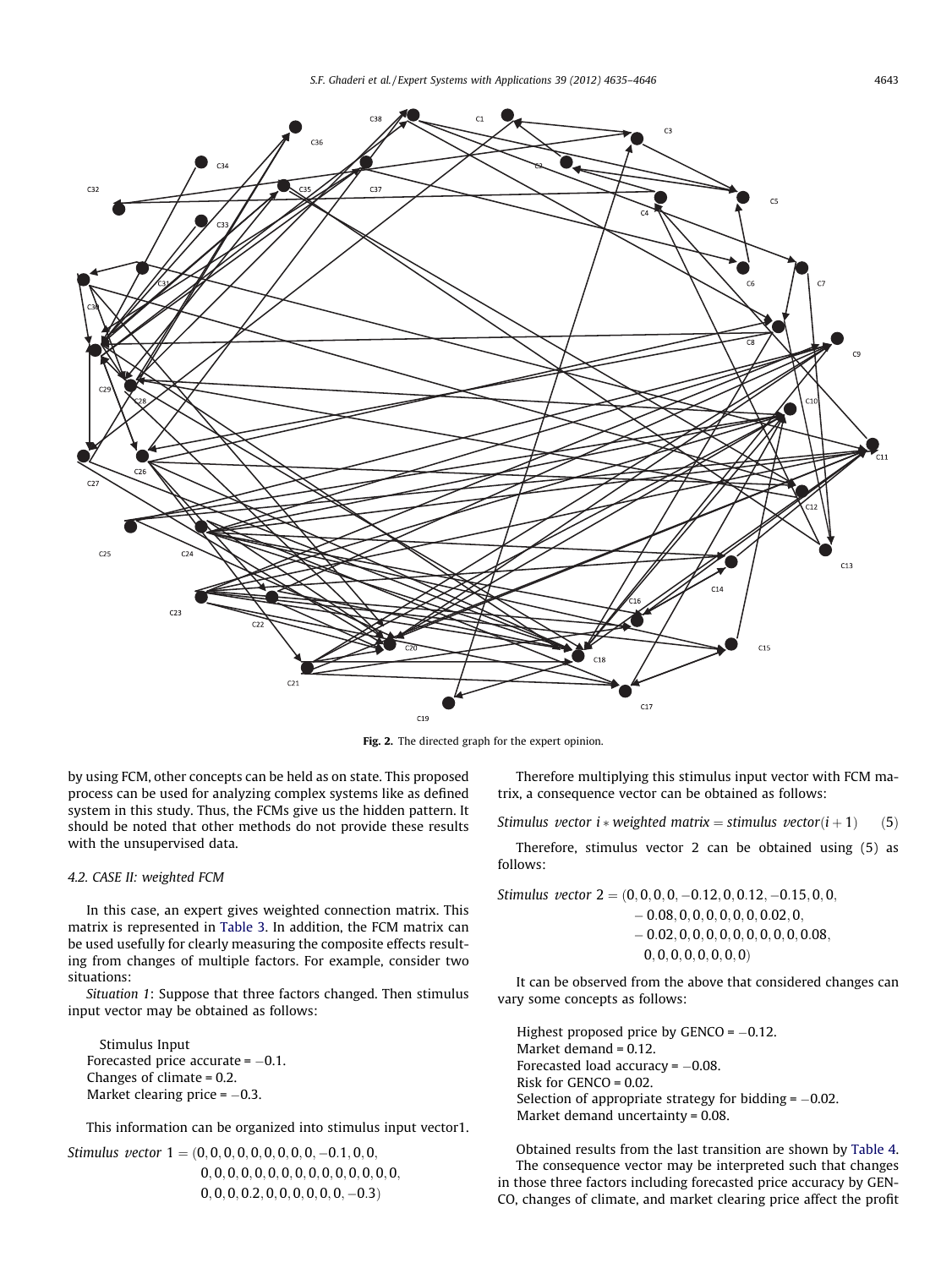Fig. 2. The directed graph for the expert opinion.

by using FCM, other concepts can be held as on state. This proposed process can be used for analyzing complex systems like as defined system in this study. Thus, the FCMs give us the hidden pattern. It should be noted that other methods do not provide these results with the unsupervised data.

### 4.2. CASE II: weighted FCM

In this case, an expert gives weighted connection matrix. This matrix is represented in Table 3. In addition, the FCM matrix can be used usefully for clearly measuring the composite effects resulting from changes of multiple factors. For example, consider two situations:

*Situation 1*: Suppose that three factors changed. Then stimulus input vector may be obtained as follows:

Stimulus Input
Forecasted price accurate = −0.1.
Changes of climate = 0.2.
Market clearing price = −0.3.

This information can be organized into stimulus input vector1.

$$\textit{Stimulus vector } 1 = (0,0,0,0,0,0,0,0,0,-0.1,0,0,\\ 0,0,0,0,0,0,0,0,0,0,0,0,0,0,0,\\ 0,0,0,0.2,0,0,0,0,0,0,-0.3)$$

Therefore multiplying this stimulus input vector with FCM matrix, a consequence vector can be obtained as follows:

$$\textit{Stimulus vector } i * \textit{weighted matrix} = \textit{stimulus vector}(i+1) \qquad (5)$$

Therefore, stimulus vector 2 can be obtained using (5) as follows:

$$\textit{Stimulus vector } 2 = (0,0,0,0,-0.12,0,0.12,-0.15,0,0,\\ -0.08,0,0,0,0,0,0,0.02,0,\\ -0.02,0,0,0,0,0,0,0,0,0,0.08,\\ 0,0,0,0,0,0,0,0)$$

It can be observed from the above that considered changes can vary some concepts as follows:

Highest proposed price by GENCO = −0.12.
Market demand = 0.12.
Forecasted load accuracy = −0.08.
Risk for GENCO = 0.02.
Selection of appropriate strategy for bidding = −0.02.
Market demand uncertainty = 0.08.

Obtained results from the last transition are shown by Table 4.

The consequence vector may be interpreted such that changes in those three factors including forecasted price accuracy by GENCO, changes of climate, and market clearing price affect the profit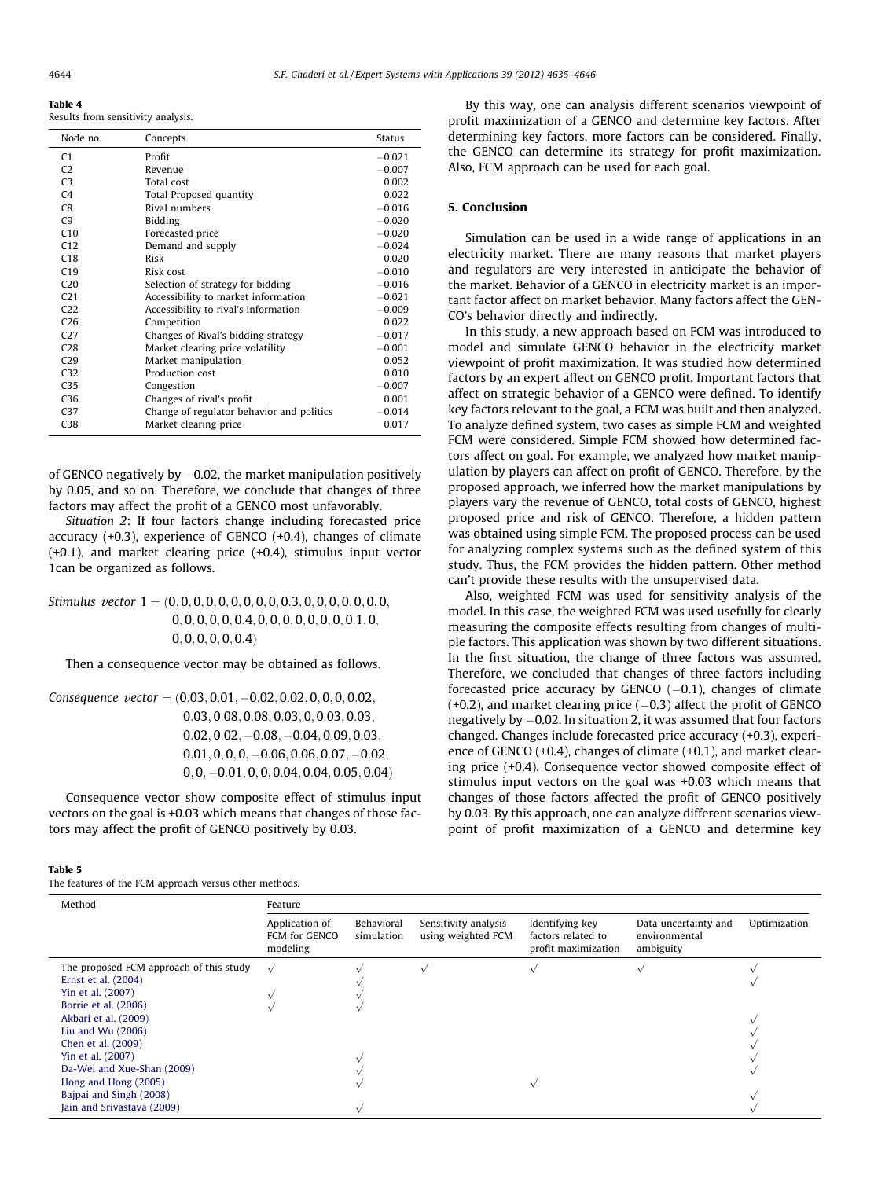**Table 4**
Results from sensitivity analysis.

| Node no. | Concepts | Status |
|---|---|---|
| C1 | Profit | −0.021 |
| C2 | Revenue | −0.007 |
| C3 | Total cost | 0.002 |
| C4 | Total Proposed quantity | 0.022 |
| C8 | Rival numbers | −0.016 |
| C9 | Bidding | −0.020 |
| C10 | Forecasted price | −0.020 |
| C12 | Demand and supply | −0.024 |
| C18 | Risk | 0.020 |
| C19 | Risk cost | −0.010 |
| C20 | Selection of strategy for bidding | −0.016 |
| C21 | Accessibility to market information | −0.021 |
| C22 | Accessibility to rival's information | −0.009 |
| C26 | Competition | 0.022 |
| C27 | Changes of Rival's bidding strategy | −0.017 |
| C28 | Market clearing price volatility | −0.001 |
| C29 | Market manipulation | 0.052 |
| C32 | Production cost | 0.010 |
| C35 | Congestion | −0.007 |
| C36 | Changes of rival's profit | 0.001 |
| C37 | Change of regulator behavior and politics | −0.014 |
| C38 | Market clearing price | 0.017 |

of GENCO negatively by −0.02, the market manipulation positively by 0.05, and so on. Therefore, we conclude that changes of three factors may affect the profit of a GENCO most unfavorably.

*Situation 2*: If four factors change including forecasted price accuracy (+0.3), experience of GENCO (+0.4), changes of climate (+0.1), and market clearing price (+0.4), stimulus input vector 1can be organized as follows.

$$\text{Stimulus vector } 1 = (0,0,0,0,0,0,0,0,0,0.3,0,0,0,0,0,0,0,0,0,0,0,0,0.4,0,0,0,0,0,0,0,0.1,0,0,0,0,0,0,0.4)$$

Then a consequence vector may be obtained as follows.

$$\text{Consequence vector} = (0.03,0.01,-0.02,0.02,0,0,0,0.02,0.03,0.08,0.08,0.03,0,0.03,0.03,0.02,0.02,-0.08,-0.04,0.09,0.03,0.01,0,0,0,-0.06,0.06,0.07,-0.02,0,0,-0.01,0,0,0.04,0.04,0.05,0.04)$$

Consequence vector show composite effect of stimulus input vectors on the goal is +0.03 which means that changes of those factors may affect the profit of GENCO positively by 0.03.

By this way, one can analysis different scenarios viewpoint of profit maximization of a GENCO and determine key factors. After determining key factors, more factors can be considered. Finally, the GENCO can determine its strategy for profit maximization. Also, FCM approach can be used for each goal.

## 5. Conclusion

Simulation can be used in a wide range of applications in an electricity market. There are many reasons that market players and regulators are very interested in anticipate the behavior of the market. Behavior of a GENCO in electricity market is an important factor affect on market behavior. Many factors affect the GENCO's behavior directly and indirectly.

In this study, a new approach based on FCM was introduced to model and simulate GENCO behavior in the electricity market viewpoint of profit maximization. It was studied how determined factors by an expert affect on GENCO profit. Important factors that affect on strategic behavior of a GENCO were defined. To identify key factors relevant to the goal, a FCM was built and then analyzed. To analyze defined system, two cases as simple FCM and weighted FCM were considered. Simple FCM showed how determined factors affect on goal. For example, we analyzed how market manipulation by players can affect on profit of GENCO. Therefore, by the proposed approach, we inferred how the market manipulations by players vary the revenue of GENCO, total costs of GENCO, highest proposed price and risk of GENCO. Therefore, a hidden pattern was obtained using simple FCM. The proposed process can be used for analyzing complex systems such as the defined system of this study. Thus, the FCM provides the hidden pattern. Other method can't provide these results with the unsupervised data.

Also, weighted FCM was used for sensitivity analysis of the model. In this case, the weighted FCM was used usefully for clearly measuring the composite effects resulting from changes of multiple factors. This application was shown by two different situations. In the first situation, the change of three factors was assumed. Therefore, we concluded that changes of three factors including forecasted price accuracy by GENCO (−0.1), changes of climate (+0.2), and market clearing price (−0.3) affect the profit of GENCO negatively by −0.02. In situation 2, it was assumed that four factors changed. Changes include forecasted price accuracy (+0.3), experience of GENCO (+0.4), changes of climate (+0.1), and market clearing price (+0.4). Consequence vector showed composite effect of stimulus input vectors on the goal was +0.03 which means that changes of those factors affected the profit of GENCO positively by 0.03. By this approach, one can analyze different scenarios viewpoint of profit maximization of a GENCO and determine key

**Table 5**
The features of the FCM approach versus other methods.

| Method | Feature | | | | | |
|---|---|---|---|---|---|---|
| | Application of FCM for GENCO modeling | Behavioral simulation | Sensitivity analysis using weighted FCM | Identifying key factors related to profit maximization | Data uncertainty and environmental ambiguity | Optimization |
| The proposed FCM approach of this study | √ | √ | √ | √ | √ | √ |
| Ernst et al. (2004) | | √ | | | | √ |
| Yin et al. (2007) | √ | √ | | | | |
| Borrie et al. (2006) | √ | √ | | | | |
| Akbari et al. (2009) | | | | | | √ |
| Liu and Wu (2006) | | | | | | √ |
| Chen et al. (2009) | | | | | | √ |
| Yin et al. (2007) | | √ | | | | √ |
| Da-Wei and Xue-Shan (2009) | | √ | | | | √ |
| Hong and Hong (2005) | | √ | | √ | | |
| Bajpai and Singh (2008) | | | | | | √ |
| Jain and Srivastava (2009) | | √ | | | | √ |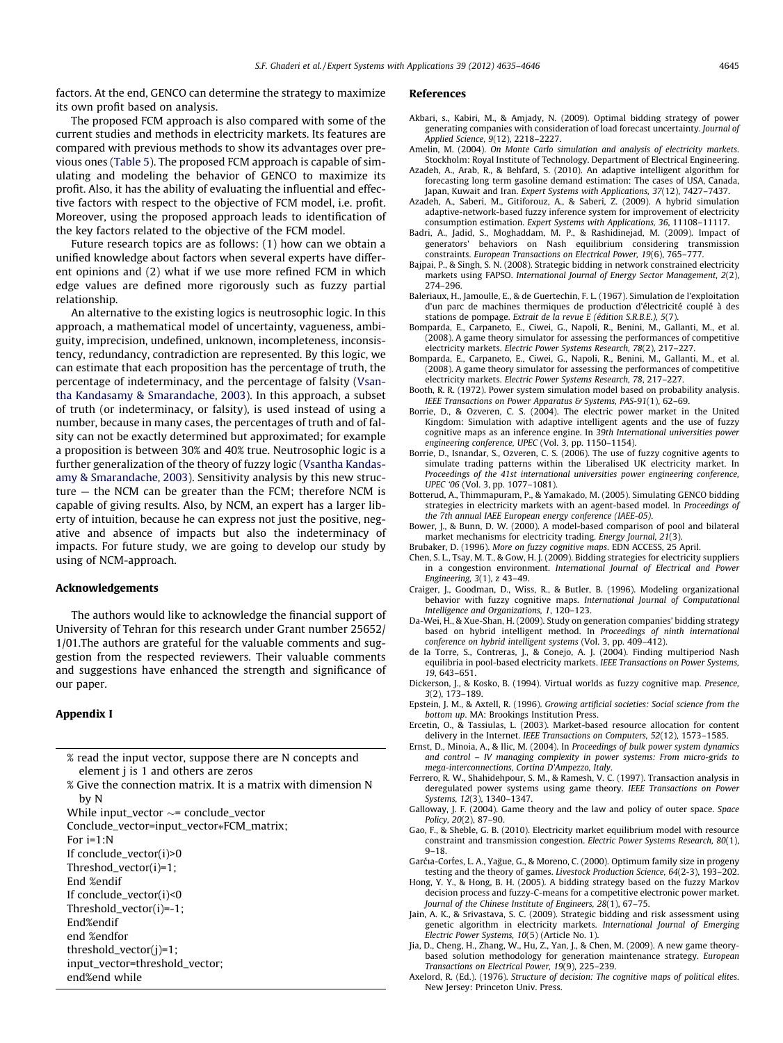factors. At the end, GENCO can determine the strategy to maximize its own profit based on analysis.

The proposed FCM approach is also compared with some of the current studies and methods in electricity markets. Its features are compared with previous methods to show its advantages over previous ones (Table 5). The proposed FCM approach is capable of simulating and modeling the behavior of GENCO to maximize its profit. Also, it has the ability of evaluating the influential and effective factors with respect to the objective of FCM model, i.e. profit. Moreover, using the proposed approach leads to identification of the key factors related to the objective of the FCM model.

Future research topics are as follows: (1) how can we obtain a unified knowledge about factors when several experts have different opinions and (2) what if we use more refined FCM in which edge values are defined more rigorously such as fuzzy partial relationship.

An alternative to the existing logics is neutrosophic logic. In this approach, a mathematical model of uncertainty, vagueness, ambiguity, imprecision, undefined, unknown, incompleteness, inconsistency, redundancy, contradiction are represented. By this logic, we can estimate that each proposition has the percentage of truth, the percentage of indeterminacy, and the percentage of falsity (Vsantha Kandasamy & Smarandache, 2003). In this approach, a subset of truth (or indeterminacy, or falsity), is used instead of using a number, because in many cases, the percentages of truth and of falsity can not be exactly determined but approximated; for example a proposition is between 30% and 40% true. Neutrosophic logic is a further generalization of the theory of fuzzy logic (Vsantha Kandasamy & Smarandache, 2003). Sensitivity analysis by this new structure — the NCM can be greater than the FCM; therefore NCM is capable of giving results. Also, by NCM, an expert has a larger liberty of intuition, because he can express not just the positive, negative and absence of impacts but also the indeterminacy of impacts. For future study, we are going to develop our study by using of NCM-approach.

## Acknowledgements

The authors would like to acknowledge the financial support of University of Tehran for this research under Grant number 25652/1/01.The authors are grateful for the valuable comments and suggestion from the respected reviewers. Their valuable comments and suggestions have enhanced the strength and significance of our paper.

## Appendix I

```
% read the input vector, suppose there are N concepts and
  element j is 1 and others are zeros
% Give the connection matrix. It is a matrix with dimension N
  by N
While input_vector ~= conclude_vector
Conclude_vector=input_vector*FCM_matrix;
For i=1:N
If conclude_vector(i)>0
Threshod_vector(i)=1;
End %endif
If conclude_vector(i)<0
Threshold_vector(i)=-1;
End%endif
end %endfor
threshold_vector(j)=1;
input_vector=threshold_vector;
end%end while
```

## References

Akbari, s., Kabiri, M., & Amjady, N. (2009). Optimal bidding strategy of power generating companies with consideration of load forecast uncertainty. *Journal of Applied Science, 9*(12), 2218–2227.

Amelin, M. (2004). *On Monte Carlo simulation and analysis of electricity markets*. Stockholm: Royal Institute of Technology. Department of Electrical Engineering.

Azadeh, A., Arab, R., & Behfard, S. (2010). An adaptive intelligent algorithm for forecasting long term gasoline demand estimation: The cases of USA, Canada, Japan, Kuwait and Iran. *Expert Systems with Applications, 37*(12), 7427–7437.

Azadeh, A., Saberi, M., Gitiforouz, A., & Saberi, Z. (2009). A hybrid simulation adaptive-network-based fuzzy inference system for improvement of electricity consumption estimation. *Expert Systems with Applications, 36*, 11108–11117.

Badri, A., Jadid, S., Moghaddam, M. P., & Rashidinejad, M. (2009). Impact of generators' behaviors on Nash equilibrium considering transmission constraints. *European Transactions on Electrical Power, 19*(6), 765–777.

Bajpai, P., & Singh, S. N. (2008). Strategic bidding in network constrained electricity markets using FAPSO. *International Journal of Energy Sector Management, 2*(2), 274–296.

Baleriaux, H., Jamoulle, E., & de Guertechin, F. L. (1967). Simulation de l'exploitation d'un parc de machines thermiques de production d'électricité couplé à des stations de pompage. *Extrait de la revue E (édition S.R.B.E.), 5*(7).

Bomparda, E., Carpaneto, E., Ciwei, G., Napoli, R., Benini, M., Gallanti, M., et al. (2008). A game theory simulator for assessing the performances of competitive electricity markets. *Electric Power Systems Research, 78*(2), 217–227.

Bomparda, E., Carpaneto, E., Ciwei, G., Napoli, R., Benini, M., Gallanti, M., et al. (2008). A game theory simulator for assessing the performances of competitive electricity markets. *Electric Power Systems Research, 78*, 217–227.

Booth, R. R. (1972). Power system simulation model based on probability analysis. *IEEE Transactions on Power Apparatus & Systems, PAS-91*(1), 62–69.

Borrie, D., & Ozveren, C. S. (2004). The electric power market in the United Kingdom: Simulation with adaptive intelligent agents and the use of fuzzy cognitive maps as an inference engine. In *39th International universities power engineering conference, UPEC* (Vol. 3, pp. 1150–1154).

Borrie, D., Isnandar, S., Ozveren, C. S. (2006). The use of fuzzy cognitive agents to simulate trading patterns within the Liberalised UK electricity market. In *Proceedings of the 41st international universities power engineering conference, UPEC '06* (Vol. 3, pp. 1077–1081).

Botterud, A., Thimmapuram, P., & Yamakado, M. (2005). Simulating GENCO bidding strategies in electricity markets with an agent-based model. In *Proceedings of the 7th annual IAEE European energy conference (IAEE-05)*.

Bower, J., & Bunn, D. W. (2000). A model-based comparison of pool and bilateral market mechanisms for electricity trading. *Energy Journal, 21*(3).

Brubaker, D. (1996). *More on fuzzy cognitive maps*. EDN ACCESS, 25 April.

Chen, S. L., Tsay, M. T., & Gow, H. J. (2009). Bidding strategies for electricity suppliers in a congestion environment. *International Journal of Electrical and Power Engineering, 3*(1), z 43–49.

Craiger, J., Goodman, D., Wiss, R., & Butler, B. (1996). Modeling organizational behavior with fuzzy cognitive maps. *International Journal of Computational Intelligence and Organizations, 1*, 120–123.

Da-Wei, H., & Xue-Shan, H. (2009). Study on generation companies' bidding strategy based on hybrid intelligent method. In *Proceedings of ninth international conference on hybrid intelligent systems* (Vol. 3, pp. 409–412).

de la Torre, S., Contreras, J., & Conejo, A. J. (2004). Finding multiperiod Nash equilibria in pool-based electricity markets. *IEEE Transactions on Power Systems, 19*, 643–651.

Dickerson, J., & Kosko, B. (1994). Virtual worlds as fuzzy cognitive map. *Presence, 3*(2), 173–189.

Epstein, J. M., & Axtell, R. (1996). *Growing artificial societies: Social science from the bottom up*. MA: Brookings Institution Press.

Ercetin, O., & Tassiulas, L. (2003). Market-based resource allocation for content delivery in the Internet. *IEEE Transactions on Computers, 52*(12), 1573–1585.

Ernst, D., Minoia, A., & Ilic, M. (2004). In *Proceedings of bulk power system dynamics and control – IV managing complexity in power systems: From micro-grids to mega-interconnections, Cortina D'Ampezzo, Italy*.

Ferrero, R. W., Shahidehpour, S. M., & Ramesh, V. C. (1997). Transaction analysis in deregulated power systems using game theory. *IEEE Transactions on Power Systems, 12*(3), 1340–1347.

Galloway, J. F. (2004). Game theory and the law and policy of outer space. *Space Policy, 20*(2), 87–90.

Gao, F., & Sheble, G. B. (2010). Electricity market equilibrium model with resource constraint and transmission congestion. *Electric Power Systems Research, 80*(1), 9–18.

Garćıa-Corŕes, L. A., Yağue, G., & Moreno, C. (2000). Optimum family size in progeny testing and the theory of games. *Livestock Production Science, 64*(2-3), 193–202.

Hong, Y. Y., & Hong, B. H. (2005). A bidding strategy based on the fuzzy Markov decision process and fuzzy-C-means for a competitive electronic power market. *Journal of the Chinese Institute of Engineers, 28*(1), 67–75.

Jain, A. K., & Srivastava, S. C. (2009). Strategic bidding and risk assessment using genetic algorithm in electricity markets. *International Journal of Emerging Electric Power Systems, 10*(5) (Article No. 1).

Jia, D., Cheng, H., Zhang, W., Hu, Z., Yan, J., & Chen, M. (2009). A new game theory-based solution methodology for generation maintenance strategy. *European Transactions on Electrical Power, 19*(9), 225–239.

Axelord, R. (Ed.). (1976). *Structure of decision: The cognitive maps of political elites*. New Jersey: Princeton Univ. Press.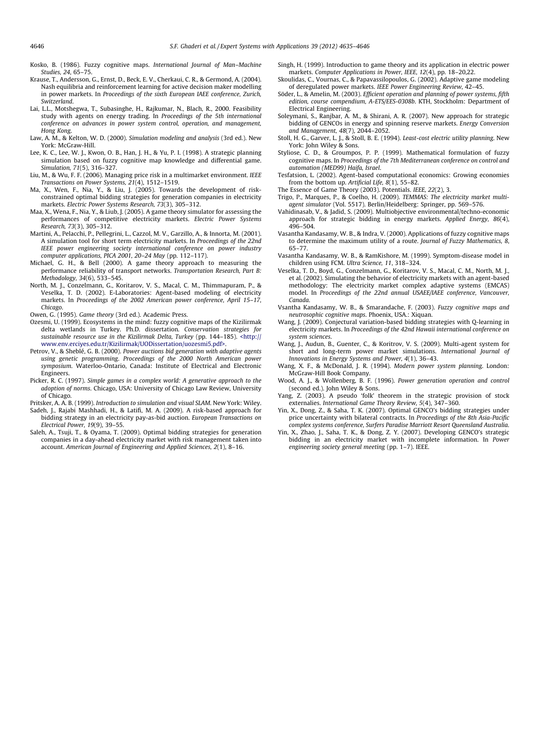Kosko, B. (1986). Fuzzy cognitive maps. *International Journal of Man–Machine Studies, 24*, 65–75.

Krause, T., Andersson, G., Ernst, D., Beck, E. V., Cherkaui, C. R., & Germond, A. (2004). Nash equilibria and reinforcement learning for active decision maker modelling in power markets. In *Proceedings of the sixth European IAEE conference, Zurich, Switzerland*.

Lai, L.L., Motshegwa, T., Subasinghe, H., Rajkumar, N., Blach, R., 2000. Feasibility study with agents on energy trading. In *Proceedings of the 5th international conference on advances in power system control, operation, and management, Hong Kong*.

Law, A. M., & Kelton, W. D. (2000). *Simulation modeling and analysis* (3rd ed.). New York: McGraw-Hill.

Lee, K. C., Lee, W. J., Kwon, O. B., Han, J. H., & Yu, P. I. (1998). A strategic planning simulation based on fuzzy cognitive map knowledge and differential game. *Simulation, 71*(5), 316–327.

Liu, M., & Wu, F. F. (2006). Managing price risk in a multimarket environment. *IEEE Transactions on Power Systems, 21*(4), 1512–1519.

Ma, X., Wen, F., Nia, Y., & Liu, J. (2005). Towards the development of risk-constrained optimal bidding strategies for generation companies in electricity markets. *Electric Power Systems Research, 73*(3), 305–312.

Maa, X., Wena, F., Nia, Y., & Liub, J. (2005). A game theory simulator for assessing the performances of competitive electricity markets. *Electric Power Systems Research, 73*(3), 305–312.

Martini, A., Pelacchi, P., Pellegrini, L., Cazzol, M. V., Garzillo, A., & Innorta, M. (2001). A simulation tool for short term electricity markets. In *Proceedings of the 22nd IEEE power engineering society international conference on power industry computer applications, PICA 2001, 20–24 May* (pp. 112–117).

Michael, G. H., & Bell (2000). A game theory approach to measuring the performance reliability of transport networks. *Transportation Research, Part B: Methodology, 34*(6), 533–545.

North, M. J., Conzelmann, G., Koritarov, V. S., Macal, C. M., Thimmapuram, P., & Veselka, T. D. (2002). E-Laboratories: Agent-based modeling of electricity markets. In *Proceedings of the 2002 American power conference, April 15–17, Chicago*.

Owen, G. (1995). *Game theory* (3rd ed.). Academic Press.

Ozesmi, U. (1999). Ecosystems in the mind: fuzzy cognitive maps of the Kizilirmak delta wetlands in Turkey. Ph.D. dissertation. *Conservation strategies for sustainable resource use in the Kizilirmak Delta, Turkey* (pp. 144–185). <http://www.env.erciyes.edu.tr/Kizilirmak/UODissertation/uozesmi5.pdf>.

Petrov, V., & Sheblé, G. B. (2000). *Power auctions bid generation with adaptive agents using genetic programming. Proceedings of the 2000 North American power symposium*. Waterloo-Ontario, Canada: Institute of Electrical and Electronic Engineers.

Picker, R. C. (1997). *Simple games in a complex world: A generative approach to the adoption of norms*. Chicago, USA: University of Chicago Law Review, University of Chicago.

Pritsker, A. A. B. (1999). *Introduction to simulation and visual SLAM*. New York: Wiley.

Sadeh, J., Rajabi Mashhadi, H., & Latifi, M. A. (2009). A risk-based approach for bidding strategy in an electricity pay-as-bid auction. *European Transactions on Electrical Power, 19*(9), 39–55.

Saleh, A., Tsuji, T., & Oyama, T. (2009). Optimal bidding strategies for generation companies in a day-ahead electricity market with risk management taken into account. *American Journal of Engineering and Applied Sciences, 2*(1), 8–16.

Singh, H. (1999). Introduction to game theory and its application in electric power markets. *Computer Applications in Power, IEEE, 12*(4), pp. 18–20,22.

Skoulidas, C., Vournas, C., & Papavassilopoulos, G. (2002). Adaptive game modeling of deregulated power markets. *IEEE Power Engineering Review*, 42–45.

Söder, L., & Amelin, M. (2003). *Efficient operation and planning of power systems, fifth edition, course compendium, A-ETS/EES-0308b*. KTH, Stockholm: Department of Electrical Engineering.

Soleymani, S., Ranjbar, A. M., & Shirani, A. R. (2007). New approach for strategic bidding of GENCOs in energy and spinning reserve markets. *Energy Conversion and Management, 48*(7), 2044–2052.

Stoll, H. G., Garver, L. J., & Stoll, B. E. (1994). *Least-cost electric utility planning*. New York: John Wiley & Sons.

Styliose, C. D., & Groumpos, P. P. (1999). Mathematical formulation of fuzzy cognitive maps. In *Proceedings of the 7th Mediterranean conference on control and automation (MED99) Haifa, Israel*.

Tesfatsion, L. (2002). Agent-based computational economics: Growing economies from the bottom up. *Artificial Life, 8*(1), 55–82.

The Essence of Game Theory (2003). Potentials. *IEEE, 22*(2), 3.

Trigo, P., Marques, P., & Coelho, H. (2009). *TEMMAS: The electricity market multi-agent simulator* (Vol. 5517). Berlin/Heidelberg: Springer, pp. 569–576.

Vahidinasab, V., & Jadid, S. (2009). Multiobjective environmental/techno-economic approach for strategic bidding in energy markets. *Applied Energy, 86*(4), 496–504.

Vasantha Kandasamy, W. B., & Indra, V. (2000). Applications of fuzzy cognitive maps to determine the maximum utility of a route. *Journal of Fuzzy Mathematics, 8*, 65–77.

Vasantha Kandasamy, W. B., & RamKishore, M. (1999). Symptom-disease model in children using FCM. *Ultra Science, 11*, 318–324.

Veselka, T. D., Boyd, G., Conzelmann, G., Koritarov, V. S., Macal, C. M., North, M. J., et al. (2002). Simulating the behavior of electricity markets with an agent-based methodology: The electricity market complex adaptive systems (EMCAS) model. In *Proceedings of the 22nd annual USAEE/IAEE conference, Vancouver, Canada*.

Vsantha Kandasamy, W. B., & Smarandache, F. (2003). *Fuzzy cognitive maps and neutrosophic cognitive maps*. Phoenix, USA.: Xiquan.

Wang, J. (2009). Conjectural variation-based bidding strategies with Q-learning in electricity markets. In *Proceedings of the 42nd Hawaii international conference on system sciences*.

Wang, J., Audun, B., Guenter, C., & Koritrov, V. S. (2009). Multi-agent system for short and long-term power market simulations. *International Journal of Innovations in Energy Systems and Power, 4*(1), 36–43.

Wang, X. F., & McDonald, J. R. (1994). *Modern power system planning*. London: McGraw-Hill Book Company.

Wood, A. J., & Wollenberg, B. F. (1996). *Power generation operation and control* (second ed.). John Wiley & Sons.

Yang, Z. (2003). A pseudo 'folk' theorem in the strategic provision of stock externalies. *International Game Theory Review, 5*(4), 347–360.

Yin, X., Dong, Z., & Saha, T. K. (2007). Optimal GENCO's bidding strategies under price uncertainty with bilateral contracts. In *Proceedings of the 8th Asia-Pacific complex systems conference, Surfers Paradise Marriott Resort Queensland Australia*.

Yin, X., Zhao, J., Saha, T. K., & Dong, Z. Y. (2007). Developing GENCO's strategic bidding in an electricity market with incomplete information. In *Power engineering society general meeting* (pp. 1–7). IEEE.